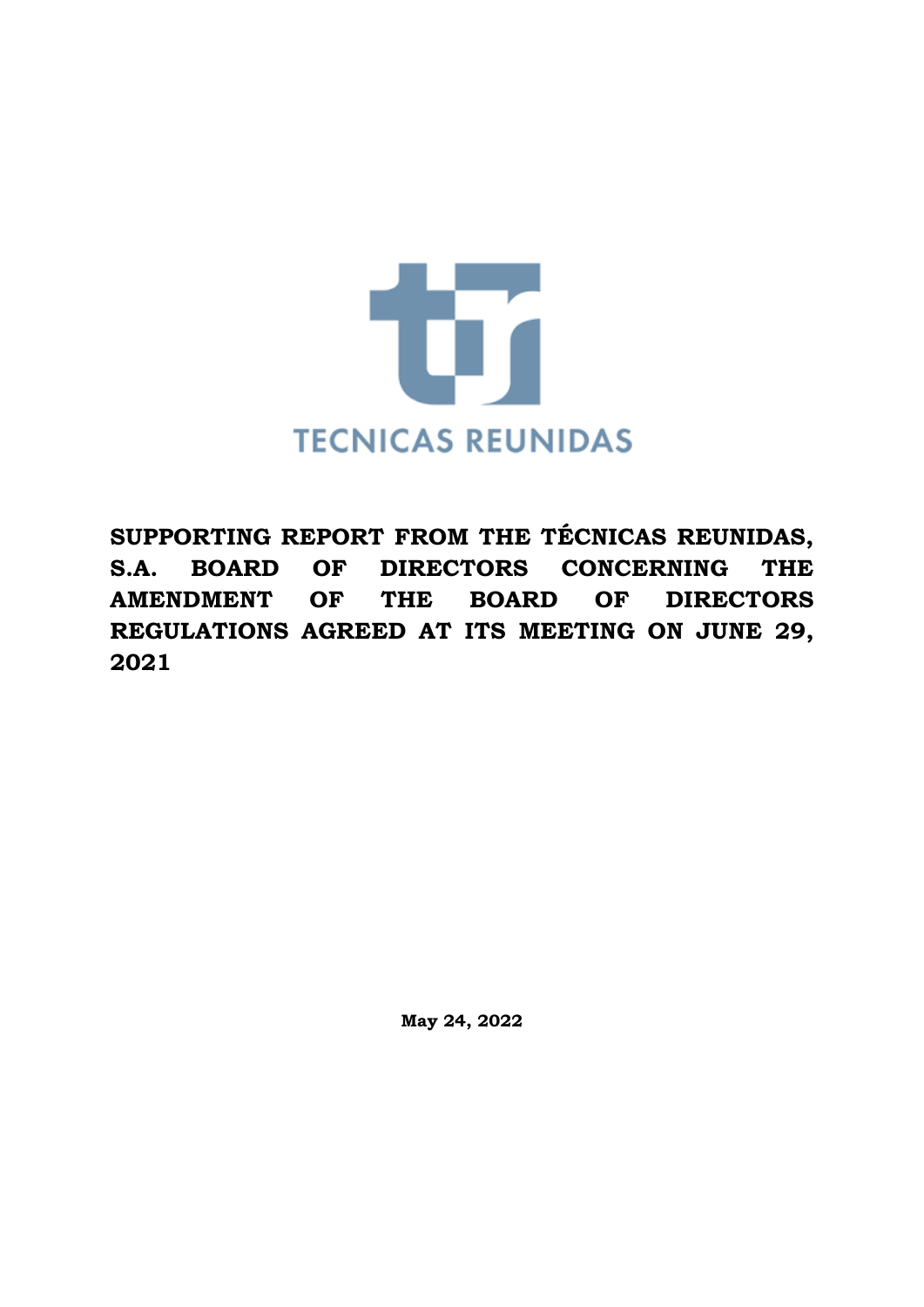TECNICAS REUNIDAS

# SUPPORTING REPORT FROM THE TÉCNICAS REUNIDAS, S.A. BOARD OF DIRECTORS CONCERNING THE AMENDMENT OF THE BOARD OF DIRECTORS REGULATIONS AGREED AT ITS MEETING ON JUNE 29, 2021

**May 24, 2022**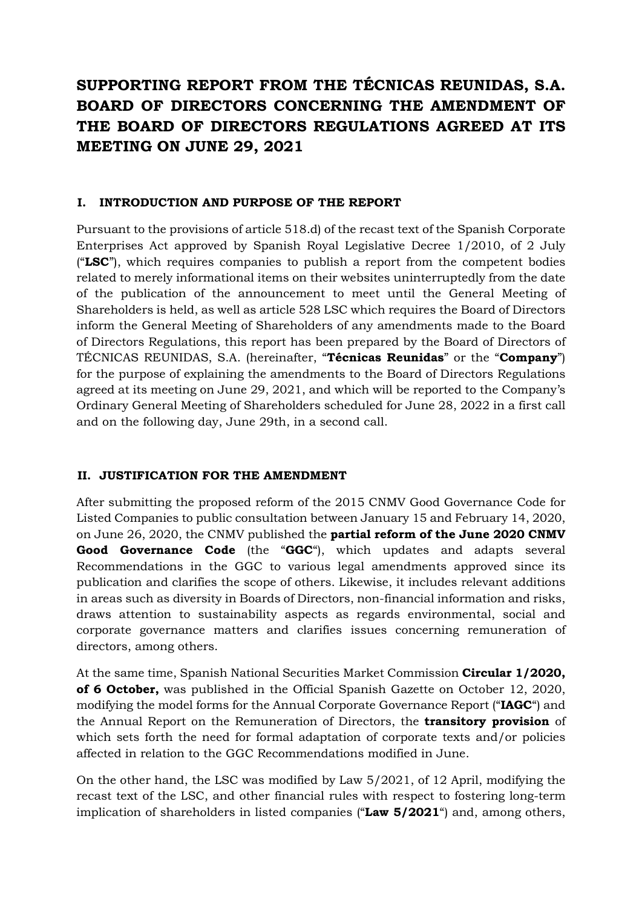# SUPPORTING REPORT FROM THE TÉCNICAS REUNIDAS, S.A. BOARD OF DIRECTORS CONCERNING THE AMENDMENT OF THE BOARD OF DIRECTORS REGULATIONS AGREED AT ITS MEETING ON JUNE 29, 2021

## I. INTRODUCTION AND PURPOSE OF THE REPORT

Pursuant to the provisions of article 518.d) of the recast text of the Spanish Corporate Enterprises Act approved by Spanish Royal Legislative Decree 1/2010, of 2 July ("**LSC**"), which requires companies to publish a report from the competent bodies related to merely informational items on their websites uninterruptedly from the date of the publication of the announcement to meet until the General Meeting of Shareholders is held, as well as article 528 LSC which requires the Board of Directors inform the General Meeting of Shareholders of any amendments made to the Board of Directors Regulations, this report has been prepared by the Board of Directors of TÉCNICAS REUNIDAS, S.A. (hereinafter, "**Técnicas Reunidas**" or the "**Company**") for the purpose of explaining the amendments to the Board of Directors Regulations agreed at its meeting on June 29, 2021, and which will be reported to the Company's Ordinary General Meeting of Shareholders scheduled for June 28, 2022 in a first call and on the following day, June 29th, in a second call.

## II. JUSTIFICATION FOR THE AMENDMENT

After submitting the proposed reform of the 2015 CNMV Good Governance Code for Listed Companies to public consultation between January 15 and February 14, 2020, on June 26, 2020, the CNMV published the **partial reform of the June 2020 CNMV Good Governance Code** (the "**GGC**"), which updates and adapts several Recommendations in the GGC to various legal amendments approved since its publication and clarifies the scope of others. Likewise, it includes relevant additions in areas such as diversity in Boards of Directors, non-financial information and risks, draws attention to sustainability aspects as regards environmental, social and corporate governance matters and clarifies issues concerning remuneration of directors, among others.

At the same time, Spanish National Securities Market Commission **Circular 1/2020, of 6 October,** was published in the Official Spanish Gazette on October 12, 2020, modifying the model forms for the Annual Corporate Governance Report ("**IAGC**") and the Annual Report on the Remuneration of Directors, the **transitory provision** of which sets forth the need for formal adaptation of corporate texts and/or policies affected in relation to the GGC Recommendations modified in June.

On the other hand, the LSC was modified by Law 5/2021, of 12 April, modifying the recast text of the LSC, and other financial rules with respect to fostering long-term implication of shareholders in listed companies ("**Law 5/2021**") and, among others,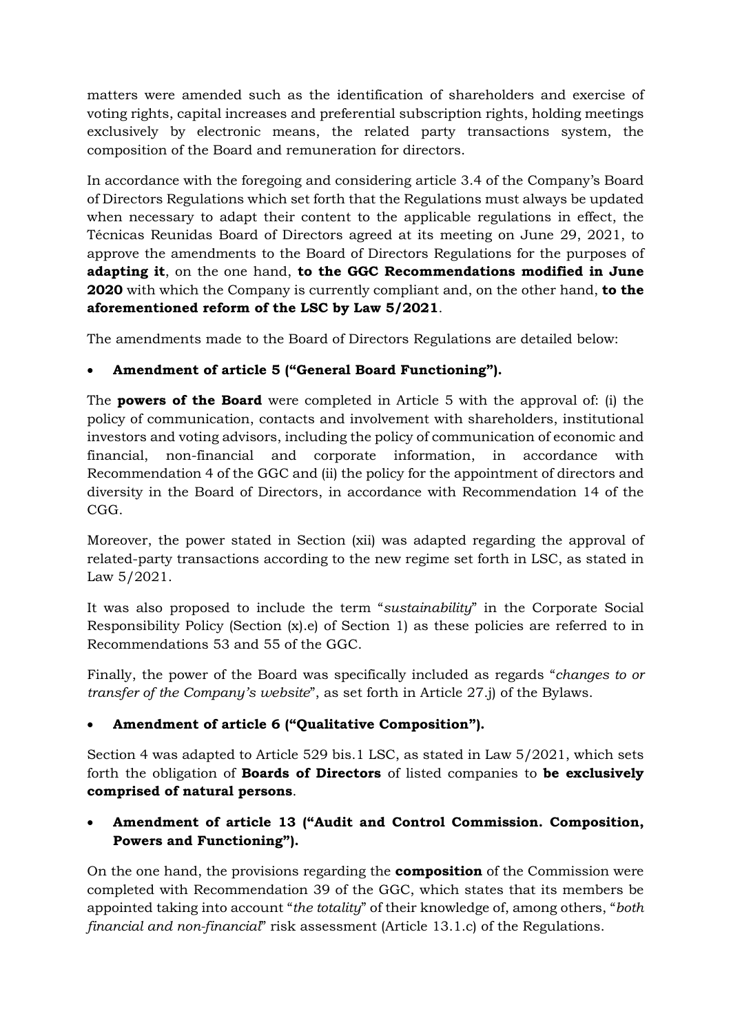matters were amended such as the identification of shareholders and exercise of voting rights, capital increases and preferential subscription rights, holding meetings exclusively by electronic means, the related party transactions system, the composition of the Board and remuneration for directors.

In accordance with the foregoing and considering article 3.4 of the Company's Board of Directors Regulations which set forth that the Regulations must always be updated when necessary to adapt their content to the applicable regulations in effect, the Técnicas Reunidas Board of Directors agreed at its meeting on June 29, 2021, to approve the amendments to the Board of Directors Regulations for the purposes of **adapting it**, on the one hand, **to the GGC Recommendations modified in June 2020** with which the Company is currently compliant and, on the other hand, **to the aforementioned reform of the LSC by Law 5/2021**.

The amendments made to the Board of Directors Regulations are detailed below:

- **Amendment of article 5 ("General Board Functioning").**

The **powers of the Board** were completed in Article 5 with the approval of: (i) the policy of communication, contacts and involvement with shareholders, institutional investors and voting advisors, including the policy of communication of economic and financial, non-financial and corporate information, in accordance with Recommendation 4 of the GGC and (ii) the policy for the appointment of directors and diversity in the Board of Directors, in accordance with Recommendation 14 of the CGG.

Moreover, the power stated in Section (xii) was adapted regarding the approval of related-party transactions according to the new regime set forth in LSC, as stated in Law 5/2021.

It was also proposed to include the term "*sustainability*" in the Corporate Social Responsibility Policy (Section (x).e) of Section 1) as these policies are referred to in Recommendations 53 and 55 of the GGC.

Finally, the power of the Board was specifically included as regards "*changes to or transfer of the Company's website*", as set forth in Article 27.j) of the Bylaws.

- **Amendment of article 6 ("Qualitative Composition").**

Section 4 was adapted to Article 529 bis.1 LSC, as stated in Law 5/2021, which sets forth the obligation of **Boards of Directors** of listed companies to **be exclusively comprised of natural persons**.

- **Amendment of article 13 ("Audit and Control Commission. Composition, Powers and Functioning").**

On the one hand, the provisions regarding the **composition** of the Commission were completed with Recommendation 39 of the GGC, which states that its members be appointed taking into account "*the totality*" of their knowledge of, among others, "*both financial and non-financial*" risk assessment (Article 13.1.c) of the Regulations.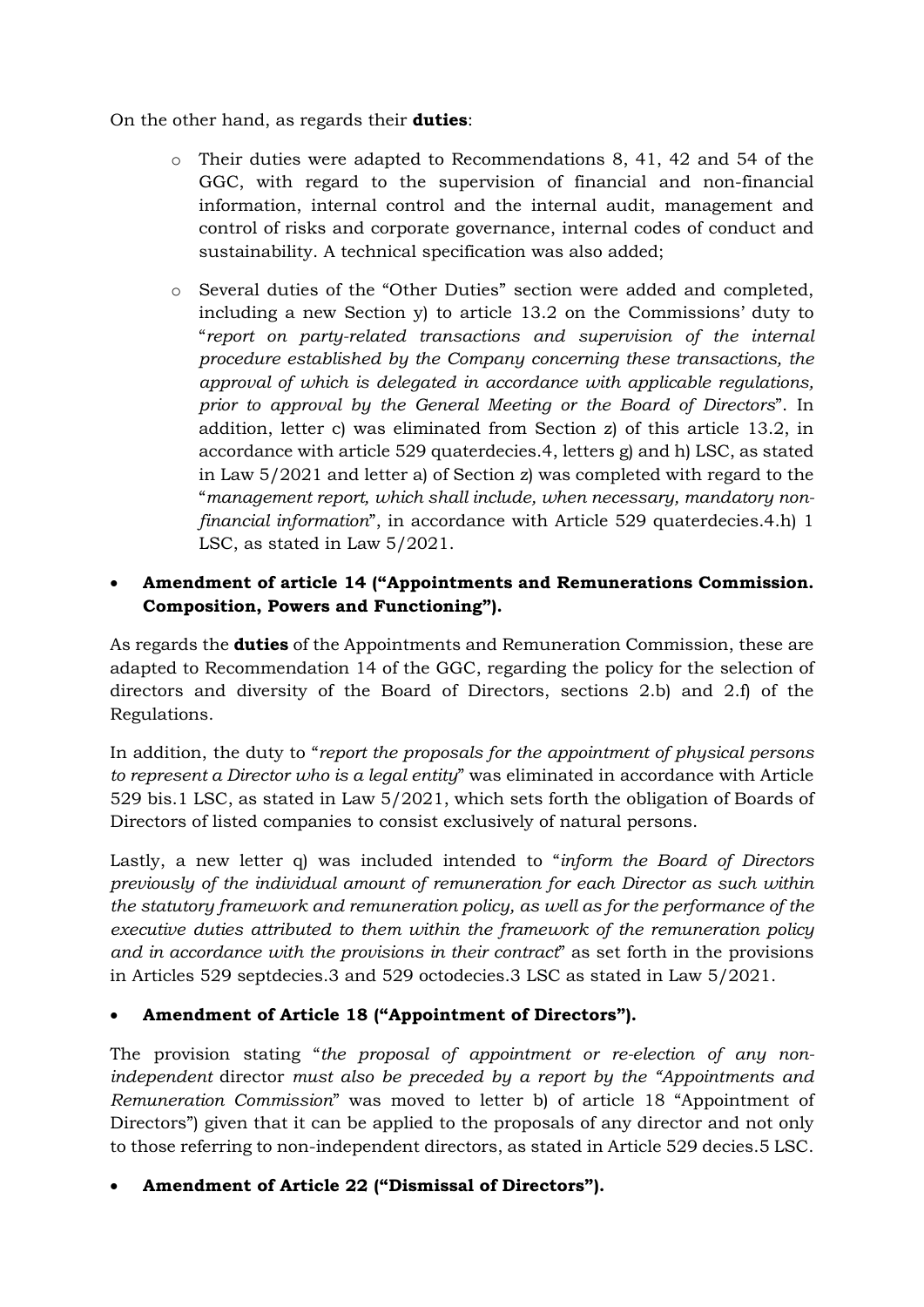On the other hand, as regards their **duties**:

- Their duties were adapted to Recommendations 8, 41, 42 and 54 of the GGC, with regard to the supervision of financial and non-financial information, internal control and the internal audit, management and control of risks and corporate governance, internal codes of conduct and sustainability. A technical specification was also added;
- Several duties of the "Other Duties" section were added and completed, including a new Section y) to article 13.2 on the Commissions' duty to "*report on party-related transactions and supervision of the internal procedure established by the Company concerning these transactions, the approval of which is delegated in accordance with applicable regulations, prior to approval by the General Meeting or the Board of Directors*". In addition, letter c) was eliminated from Section z) of this article 13.2, in accordance with article 529 quaterdecies.4, letters g) and h) LSC, as stated in Law 5/2021 and letter a) of Section z) was completed with regard to the "*management report, which shall include, when necessary, mandatory non-financial information*", in accordance with Article 529 quaterdecies.4.h) 1 LSC, as stated in Law 5/2021.

- **Amendment of article 14 ("Appointments and Remunerations Commission. Composition, Powers and Functioning").**

As regards the **duties** of the Appointments and Remuneration Commission, these are adapted to Recommendation 14 of the GGC, regarding the policy for the selection of directors and diversity of the Board of Directors, sections 2.b) and 2.f) of the Regulations.

In addition, the duty to "*report the proposals for the appointment of physical persons to represent a Director who is a legal entity*" was eliminated in accordance with Article 529 bis.1 LSC, as stated in Law 5/2021, which sets forth the obligation of Boards of Directors of listed companies to consist exclusively of natural persons.

Lastly, a new letter q) was included intended to "*inform the Board of Directors previously of the individual amount of remuneration for each Director as such within the statutory framework and remuneration policy, as well as for the performance of the executive duties attributed to them within the framework of the remuneration policy and in accordance with the provisions in their contract*" as set forth in the provisions in Articles 529 septdecies.3 and 529 octodecies.3 LSC as stated in Law 5/2021.

- **Amendment of Article 18 ("Appointment of Directors").**

The provision stating "*the proposal of appointment or re-election of any non-independent* director *must also be preceded by a report by the "Appointments and Remuneration Commission*" was moved to letter b) of article 18 "Appointment of Directors") given that it can be applied to the proposals of any director and not only to those referring to non-independent directors, as stated in Article 529 decies.5 LSC.

- **Amendment of Article 22 ("Dismissal of Directors").**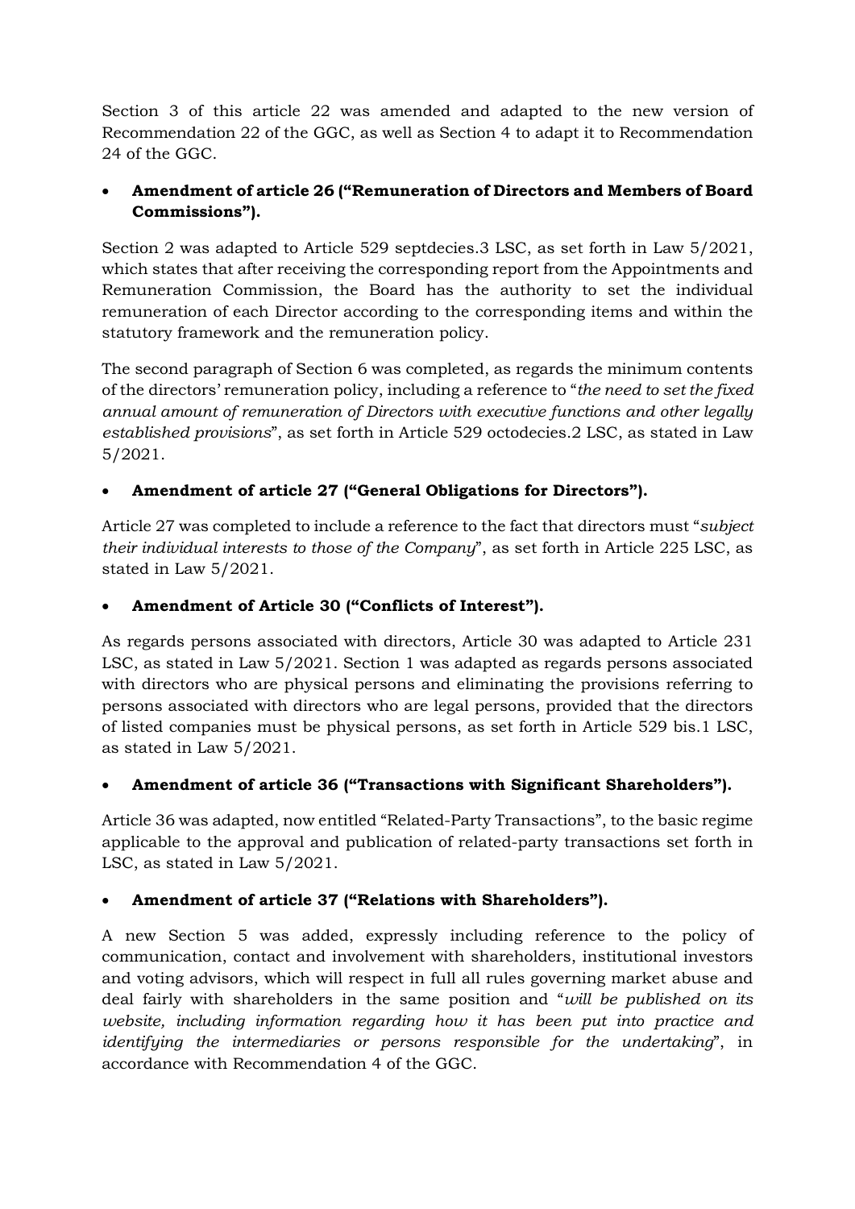Section 3 of this article 22 was amended and adapted to the new version of Recommendation 22 of the GGC, as well as Section 4 to adapt it to Recommendation 24 of the GGC.

- **Amendment of article 26 ("Remuneration of Directors and Members of Board Commissions").**

Section 2 was adapted to Article 529 septdecies.3 LSC, as set forth in Law 5/2021, which states that after receiving the corresponding report from the Appointments and Remuneration Commission, the Board has the authority to set the individual remuneration of each Director according to the corresponding items and within the statutory framework and the remuneration policy.

The second paragraph of Section 6 was completed, as regards the minimum contents of the directors' remuneration policy, including a reference to "*the need to set the fixed annual amount of remuneration of Directors with executive functions and other legally established provisions*", as set forth in Article 529 octodecies.2 LSC, as stated in Law 5/2021.

- **Amendment of article 27 ("General Obligations for Directors").**

Article 27 was completed to include a reference to the fact that directors must "*subject their individual interests to those of the Company*", as set forth in Article 225 LSC, as stated in Law 5/2021.

- **Amendment of Article 30 ("Conflicts of Interest").**

As regards persons associated with directors, Article 30 was adapted to Article 231 LSC, as stated in Law 5/2021. Section 1 was adapted as regards persons associated with directors who are physical persons and eliminating the provisions referring to persons associated with directors who are legal persons, provided that the directors of listed companies must be physical persons, as set forth in Article 529 bis.1 LSC, as stated in Law 5/2021.

- **Amendment of article 36 ("Transactions with Significant Shareholders").**

Article 36 was adapted, now entitled "Related-Party Transactions", to the basic regime applicable to the approval and publication of related-party transactions set forth in LSC, as stated in Law 5/2021.

- **Amendment of article 37 ("Relations with Shareholders").**

A new Section 5 was added, expressly including reference to the policy of communication, contact and involvement with shareholders, institutional investors and voting advisors, which will respect in full all rules governing market abuse and deal fairly with shareholders in the same position and "*will be published on its website, including information regarding how it has been put into practice and identifying the intermediaries or persons responsible for the undertaking*", in accordance with Recommendation 4 of the GGC.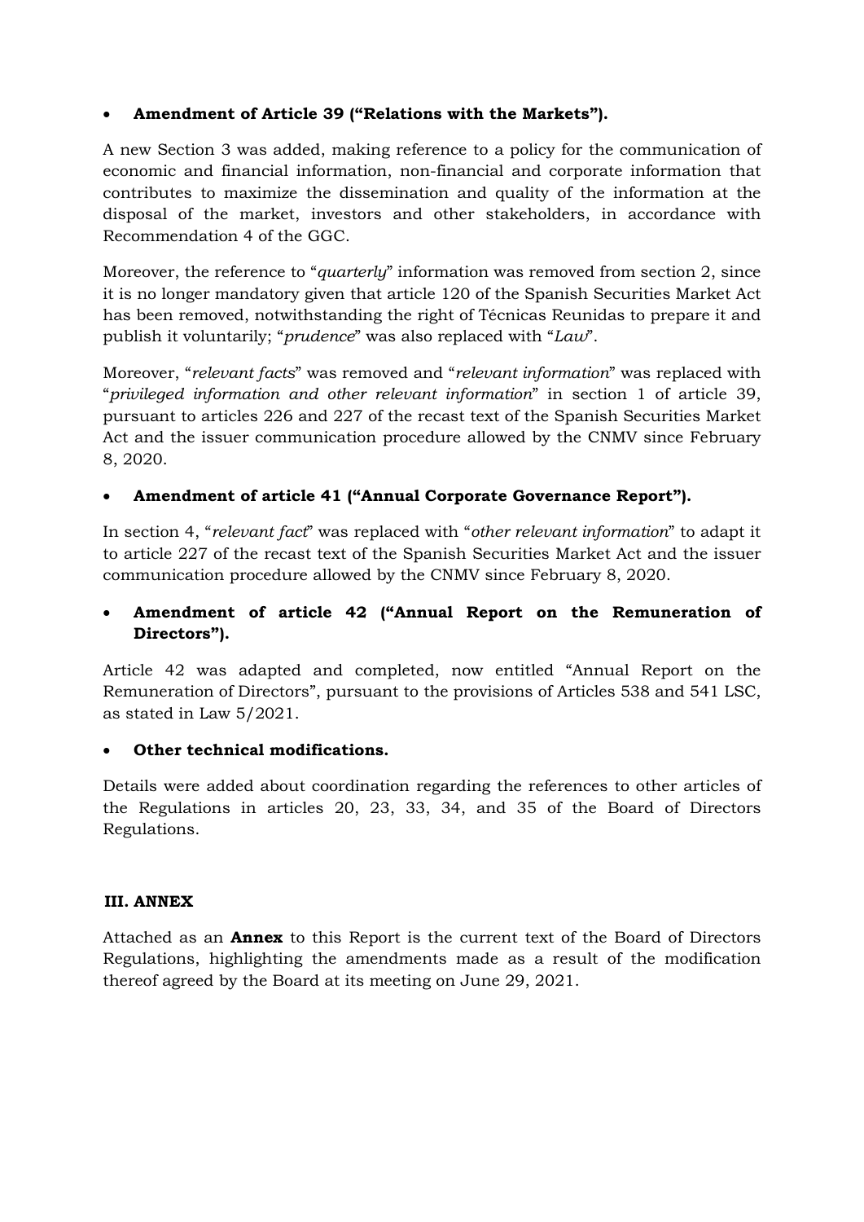- **Amendment of Article 39 ("Relations with the Markets").**

A new Section 3 was added, making reference to a policy for the communication of economic and financial information, non-financial and corporate information that contributes to maximize the dissemination and quality of the information at the disposal of the market, investors and other stakeholders, in accordance with Recommendation 4 of the GGC.

Moreover, the reference to "*quarterly*" information was removed from section 2, since it is no longer mandatory given that article 120 of the Spanish Securities Market Act has been removed, notwithstanding the right of Técnicas Reunidas to prepare it and publish it voluntarily; "*prudence*" was also replaced with "*Law*".

Moreover, "*relevant facts*" was removed and "*relevant information*" was replaced with "*privileged information and other relevant information*" in section 1 of article 39, pursuant to articles 226 and 227 of the recast text of the Spanish Securities Market Act and the issuer communication procedure allowed by the CNMV since February 8, 2020.

- **Amendment of article 41 ("Annual Corporate Governance Report").**

In section 4, "*relevant fact*" was replaced with "*other relevant information*" to adapt it to article 227 of the recast text of the Spanish Securities Market Act and the issuer communication procedure allowed by the CNMV since February 8, 2020.

- **Amendment of article 42 ("Annual Report on the Remuneration of Directors").**

Article 42 was adapted and completed, now entitled "Annual Report on the Remuneration of Directors", pursuant to the provisions of Articles 538 and 541 LSC, as stated in Law 5/2021.

- **Other technical modifications.**

Details were added about coordination regarding the references to other articles of the Regulations in articles 20, 23, 33, 34, and 35 of the Board of Directors Regulations.

## III. ANNEX

Attached as an **Annex** to this Report is the current text of the Board of Directors Regulations, highlighting the amendments made as a result of the modification thereof agreed by the Board at its meeting on June 29, 2021.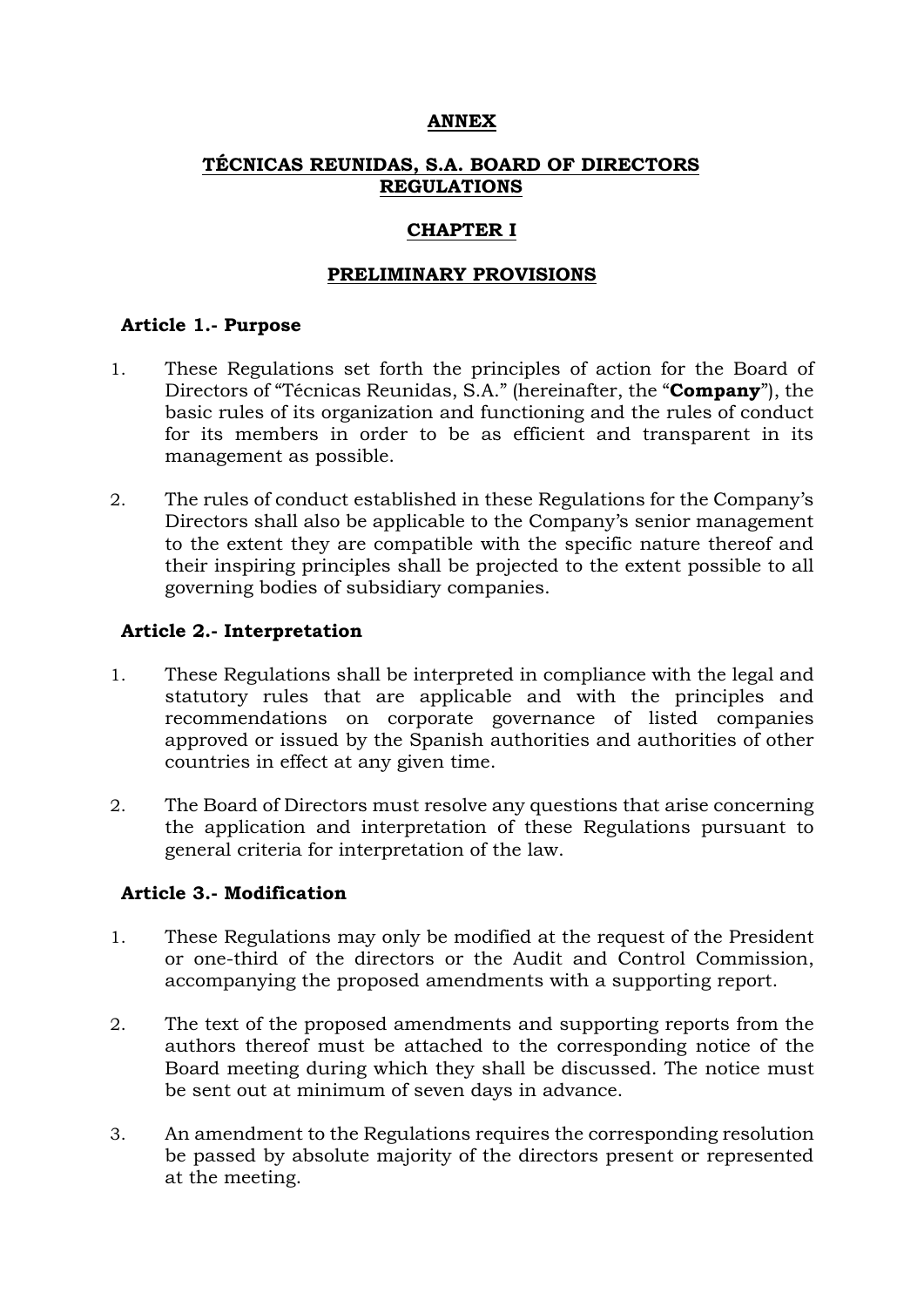**ANNEX**

# TÉCNICAS REUNIDAS, S.A. BOARD OF DIRECTORS REGULATIONS

## CHAPTER I

## PRELIMINARY PROVISIONS

### Article 1.- Purpose

1. These Regulations set forth the principles of action for the Board of Directors of "Técnicas Reunidas, S.A." (hereinafter, the "**Company**"), the basic rules of its organization and functioning and the rules of conduct for its members in order to be as efficient and transparent in its management as possible.

2. The rules of conduct established in these Regulations for the Company's Directors shall also be applicable to the Company's senior management to the extent they are compatible with the specific nature thereof and their inspiring principles shall be projected to the extent possible to all governing bodies of subsidiary companies.

### Article 2.- Interpretation

1. These Regulations shall be interpreted in compliance with the legal and statutory rules that are applicable and with the principles and recommendations on corporate governance of listed companies approved or issued by the Spanish authorities and authorities of other countries in effect at any given time.

2. The Board of Directors must resolve any questions that arise concerning the application and interpretation of these Regulations pursuant to general criteria for interpretation of the law.

### Article 3.- Modification

1. These Regulations may only be modified at the request of the President or one-third of the directors or the Audit and Control Commission, accompanying the proposed amendments with a supporting report.

2. The text of the proposed amendments and supporting reports from the authors thereof must be attached to the corresponding notice of the Board meeting during which they shall be discussed. The notice must be sent out at minimum of seven days in advance.

3. An amendment to the Regulations requires the corresponding resolution be passed by absolute majority of the directors present or represented at the meeting.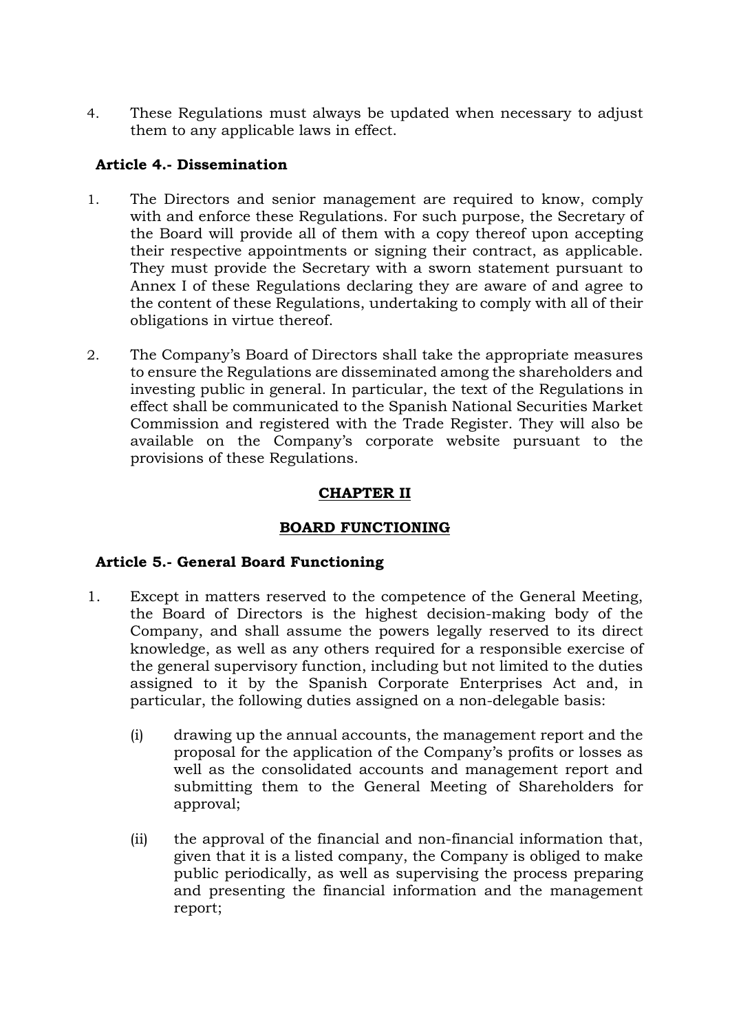4. These Regulations must always be updated when necessary to adjust them to any applicable laws in effect.

### Article 4.- Dissemination

1. The Directors and senior management are required to know, comply with and enforce these Regulations. For such purpose, the Secretary of the Board will provide all of them with a copy thereof upon accepting their respective appointments or signing their contract, as applicable. They must provide the Secretary with a sworn statement pursuant to Annex I of these Regulations declaring they are aware of and agree to the content of these Regulations, undertaking to comply with all of their obligations in virtue thereof.

2. The Company's Board of Directors shall take the appropriate measures to ensure the Regulations are disseminated among the shareholders and investing public in general. In particular, the text of the Regulations in effect shall be communicated to the Spanish National Securities Market Commission and registered with the Trade Register. They will also be available on the Company's corporate website pursuant to the provisions of these Regulations.

## CHAPTER II

## BOARD FUNCTIONING

### Article 5.- General Board Functioning

1. Except in matters reserved to the competence of the General Meeting, the Board of Directors is the highest decision-making body of the Company, and shall assume the powers legally reserved to its direct knowledge, as well as any others required for a responsible exercise of the general supervisory function, including but not limited to the duties assigned to it by the Spanish Corporate Enterprises Act and, in particular, the following duties assigned on a non-delegable basis:

   (i) drawing up the annual accounts, the management report and the proposal for the application of the Company's profits or losses as well as the consolidated accounts and management report and submitting them to the General Meeting of Shareholders for approval;

   (ii) the approval of the financial and non-financial information that, given that it is a listed company, the Company is obliged to make public periodically, as well as supervising the process preparing and presenting the financial information and the management report;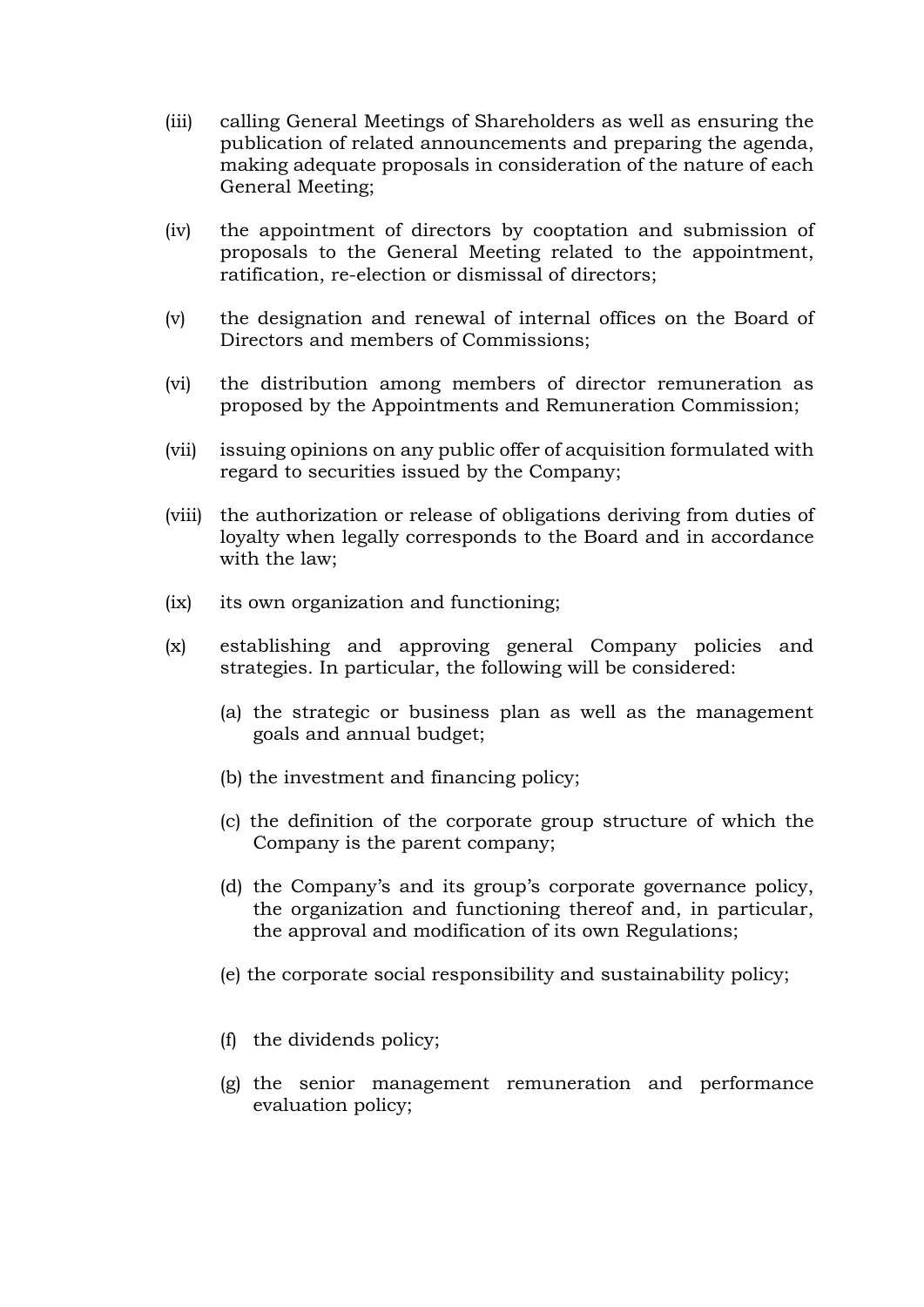(iii) calling General Meetings of Shareholders as well as ensuring the publication of related announcements and preparing the agenda, making adequate proposals in consideration of the nature of each General Meeting;

(iv) the appointment of directors by cooptation and submission of proposals to the General Meeting related to the appointment, ratification, re-election or dismissal of directors;

(v) the designation and renewal of internal offices on the Board of Directors and members of Commissions;

(vi) the distribution among members of director remuneration as proposed by the Appointments and Remuneration Commission;

(vii) issuing opinions on any public offer of acquisition formulated with regard to securities issued by the Company;

(viii) the authorization or release of obligations deriving from duties of loyalty when legally corresponds to the Board and in accordance with the law;

(ix) its own organization and functioning;

(x) establishing and approving general Company policies and strategies. In particular, the following will be considered:

   (a) the strategic or business plan as well as the management goals and annual budget;

   (b) the investment and financing policy;

   (c) the definition of the corporate group structure of which the Company is the parent company;

   (d) the Company's and its group's corporate governance policy, the organization and functioning thereof and, in particular, the approval and modification of its own Regulations;

   (e) the corporate social responsibility and sustainability policy;

   (f) the dividends policy;

   (g) the senior management remuneration and performance evaluation policy;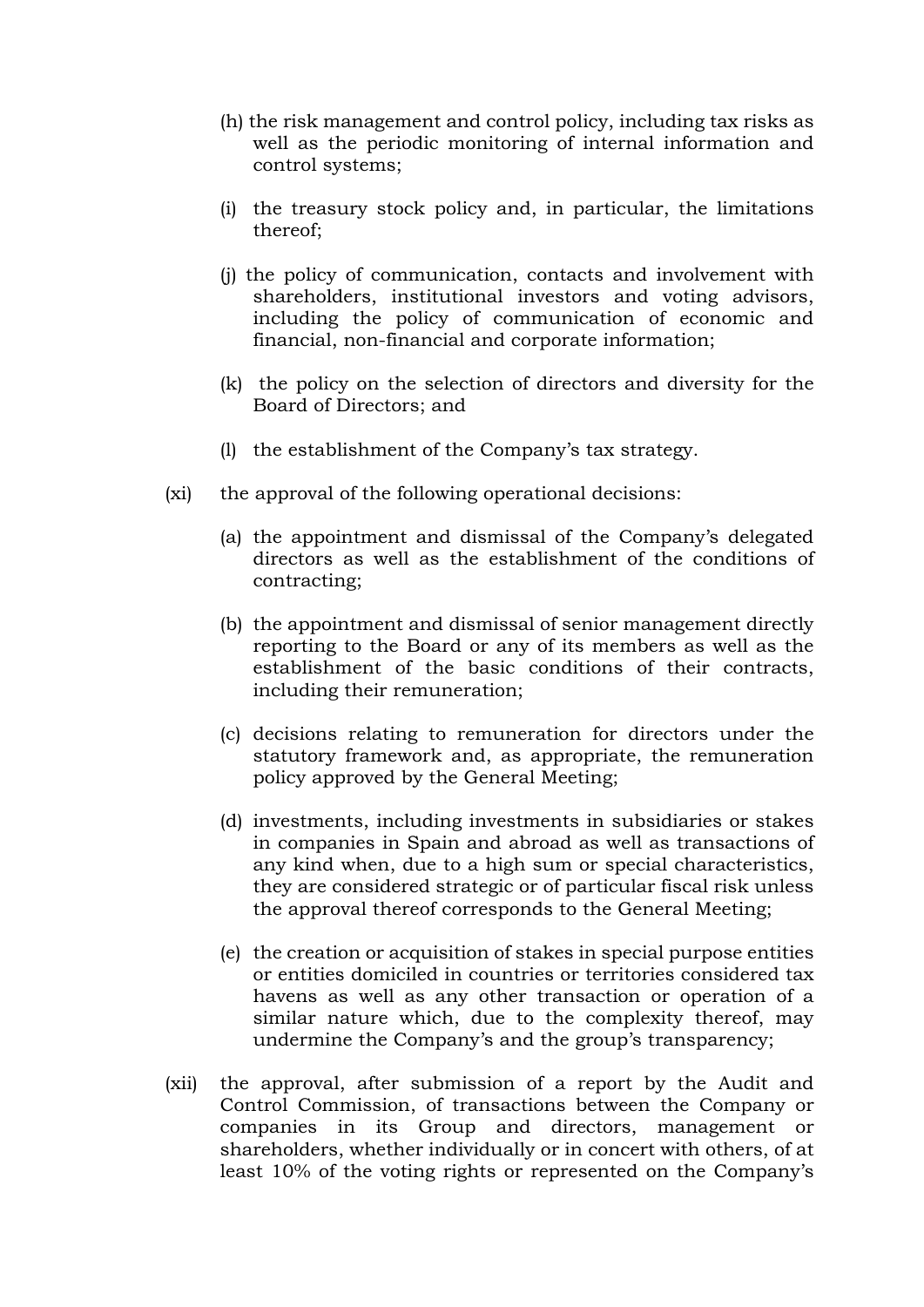(h) the risk management and control policy, including tax risks as well as the periodic monitoring of internal information and control systems;

(i) the treasury stock policy and, in particular, the limitations thereof;

(j) the policy of communication, contacts and involvement with shareholders, institutional investors and voting advisors, including the policy of communication of economic and financial, non-financial and corporate information;

(k) the policy on the selection of directors and diversity for the Board of Directors; and

(l) the establishment of the Company's tax strategy.

(xi) the approval of the following operational decisions:

(a) the appointment and dismissal of the Company's delegated directors as well as the establishment of the conditions of contracting;

(b) the appointment and dismissal of senior management directly reporting to the Board or any of its members as well as the establishment of the basic conditions of their contracts, including their remuneration;

(c) decisions relating to remuneration for directors under the statutory framework and, as appropriate, the remuneration policy approved by the General Meeting;

(d) investments, including investments in subsidiaries or stakes in companies in Spain and abroad as well as transactions of any kind when, due to a high sum or special characteristics, they are considered strategic or of particular fiscal risk unless the approval thereof corresponds to the General Meeting;

(e) the creation or acquisition of stakes in special purpose entities or entities domiciled in countries or territories considered tax havens as well as any other transaction or operation of a similar nature which, due to the complexity thereof, may undermine the Company's and the group's transparency;

(xii) the approval, after submission of a report by the Audit and Control Commission, of transactions between the Company or companies in its Group and directors, management or shareholders, whether individually or in concert with others, of at least 10% of the voting rights or represented on the Company's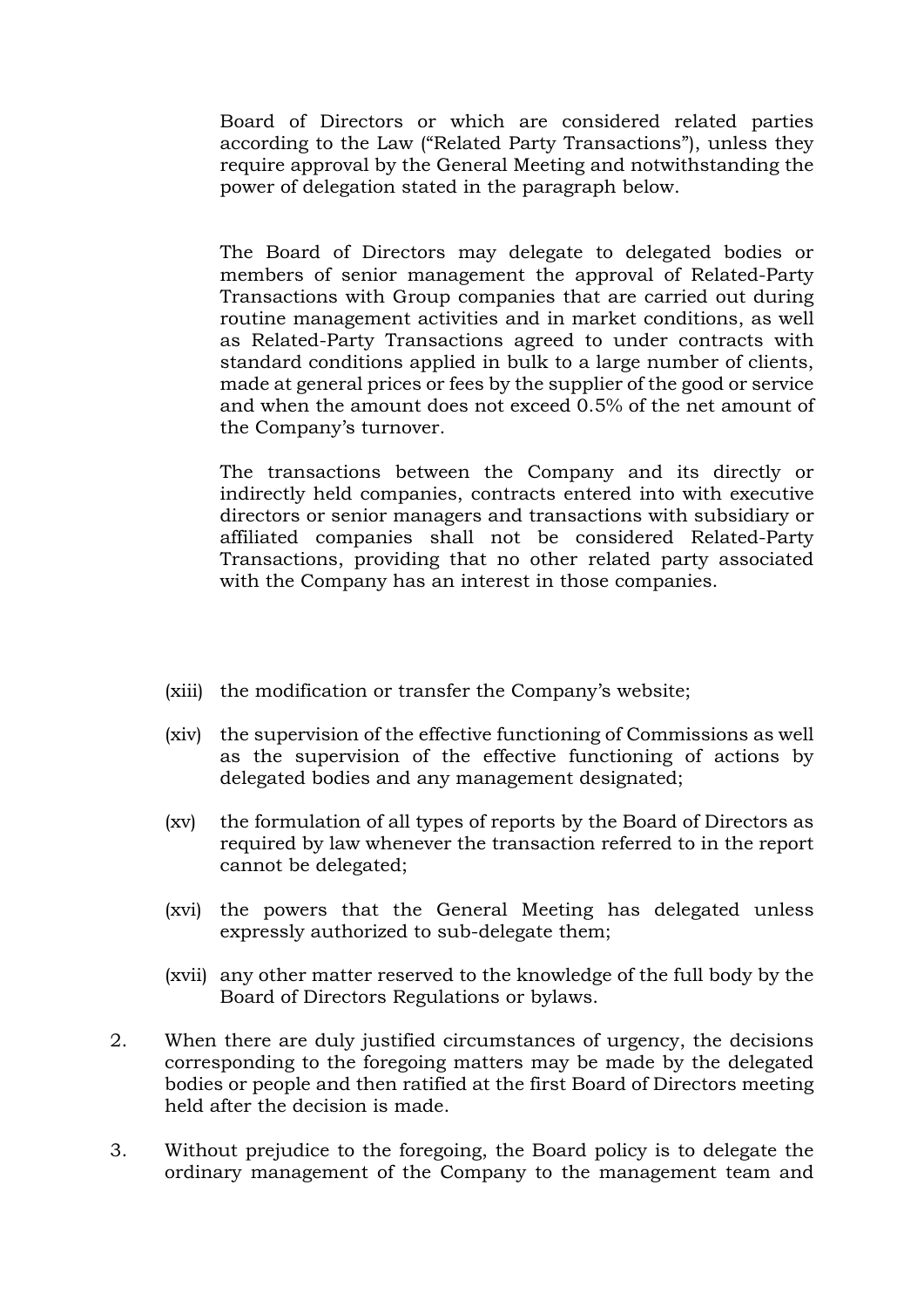Board of Directors or which are considered related parties according to the Law ("Related Party Transactions"), unless they require approval by the General Meeting and notwithstanding the power of delegation stated in the paragraph below.

The Board of Directors may delegate to delegated bodies or members of senior management the approval of Related-Party Transactions with Group companies that are carried out during routine management activities and in market conditions, as well as Related-Party Transactions agreed to under contracts with standard conditions applied in bulk to a large number of clients, made at general prices or fees by the supplier of the good or service and when the amount does not exceed 0.5% of the net amount of the Company's turnover.

The transactions between the Company and its directly or indirectly held companies, contracts entered into with executive directors or senior managers and transactions with subsidiary or affiliated companies shall not be considered Related-Party Transactions, providing that no other related party associated with the Company has an interest in those companies.

(xiii) the modification or transfer the Company's website;

(xiv) the supervision of the effective functioning of Commissions as well as the supervision of the effective functioning of actions by delegated bodies and any management designated;

(xv) the formulation of all types of reports by the Board of Directors as required by law whenever the transaction referred to in the report cannot be delegated;

(xvi) the powers that the General Meeting has delegated unless expressly authorized to sub-delegate them;

(xvii) any other matter reserved to the knowledge of the full body by the Board of Directors Regulations or bylaws.

2. When there are duly justified circumstances of urgency, the decisions corresponding to the foregoing matters may be made by the delegated bodies or people and then ratified at the first Board of Directors meeting held after the decision is made.

3. Without prejudice to the foregoing, the Board policy is to delegate the ordinary management of the Company to the management team and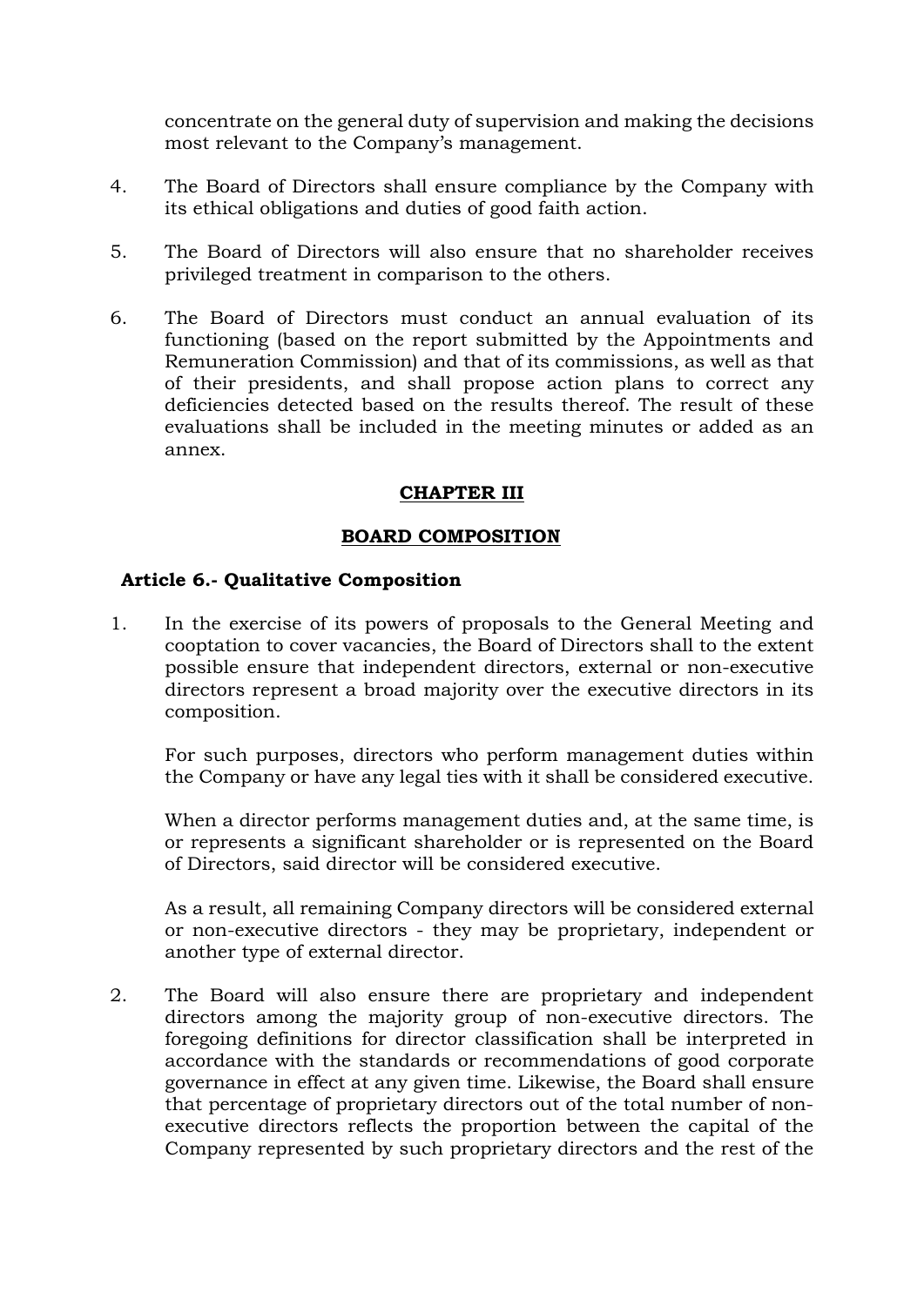concentrate on the general duty of supervision and making the decisions most relevant to the Company's management.

4. The Board of Directors shall ensure compliance by the Company with its ethical obligations and duties of good faith action.

5. The Board of Directors will also ensure that no shareholder receives privileged treatment in comparison to the others.

6. The Board of Directors must conduct an annual evaluation of its functioning (based on the report submitted by the Appointments and Remuneration Commission) and that of its commissions, as well as that of their presidents, and shall propose action plans to correct any deficiencies detected based on the results thereof. The result of these evaluations shall be included in the meeting minutes or added as an annex.

## CHAPTER III

## BOARD COMPOSITION

### Article 6.- Qualitative Composition

1. In the exercise of its powers of proposals to the General Meeting and cooptation to cover vacancies, the Board of Directors shall to the extent possible ensure that independent directors, external or non-executive directors represent a broad majority over the executive directors in its composition.

   For such purposes, directors who perform management duties within the Company or have any legal ties with it shall be considered executive.

   When a director performs management duties and, at the same time, is or represents a significant shareholder or is represented on the Board of Directors, said director will be considered executive.

   As a result, all remaining Company directors will be considered external or non-executive directors - they may be proprietary, independent or another type of external director.

2. The Board will also ensure there are proprietary and independent directors among the majority group of non-executive directors. The foregoing definitions for director classification shall be interpreted in accordance with the standards or recommendations of good corporate governance in effect at any given time. Likewise, the Board shall ensure that percentage of proprietary directors out of the total number of non-executive directors reflects the proportion between the capital of the Company represented by such proprietary directors and the rest of the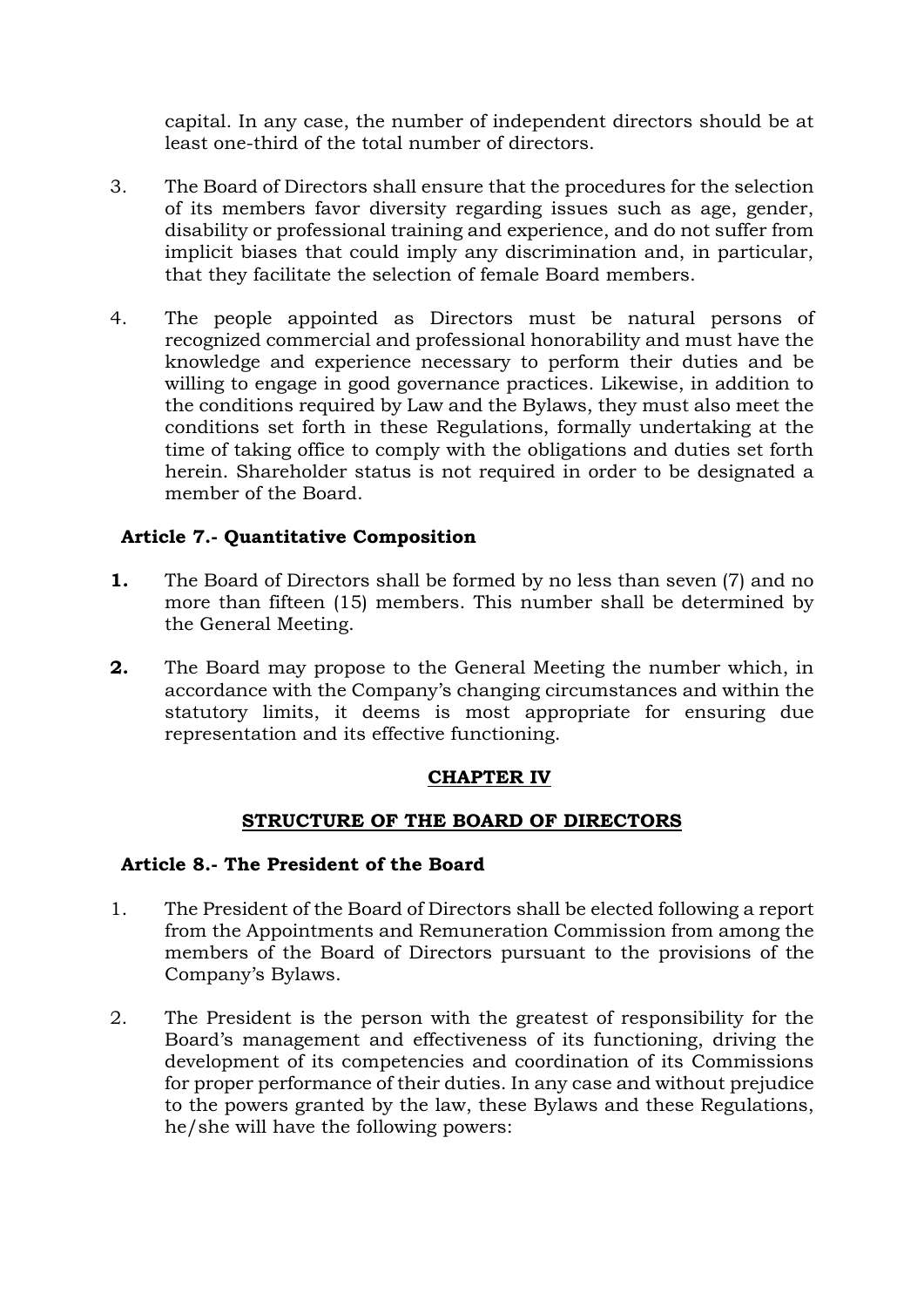capital. In any case, the number of independent directors should be at least one-third of the total number of directors.

3. The Board of Directors shall ensure that the procedures for the selection of its members favor diversity regarding issues such as age, gender, disability or professional training and experience, and do not suffer from implicit biases that could imply any discrimination and, in particular, that they facilitate the selection of female Board members.

4. The people appointed as Directors must be natural persons of recognized commercial and professional honorability and must have the knowledge and experience necessary to perform their duties and be willing to engage in good governance practices. Likewise, in addition to the conditions required by Law and the Bylaws, they must also meet the conditions set forth in these Regulations, formally undertaking at the time of taking office to comply with the obligations and duties set forth herein. Shareholder status is not required in order to be designated a member of the Board.

### Article 7.- Quantitative Composition

**1.** The Board of Directors shall be formed by no less than seven (7) and no more than fifteen (15) members. This number shall be determined by the General Meeting.

**2.** The Board may propose to the General Meeting the number which, in accordance with the Company's changing circumstances and within the statutory limits, it deems is most appropriate for ensuring due representation and its effective functioning.

## CHAPTER IV

## STRUCTURE OF THE BOARD OF DIRECTORS

### Article 8.- The President of the Board

1. The President of the Board of Directors shall be elected following a report from the Appointments and Remuneration Commission from among the members of the Board of Directors pursuant to the provisions of the Company's Bylaws.

2. The President is the person with the greatest of responsibility for the Board's management and effectiveness of its functioning, driving the development of its competencies and coordination of its Commissions for proper performance of their duties. In any case and without prejudice to the powers granted by the law, these Bylaws and these Regulations, he/she will have the following powers: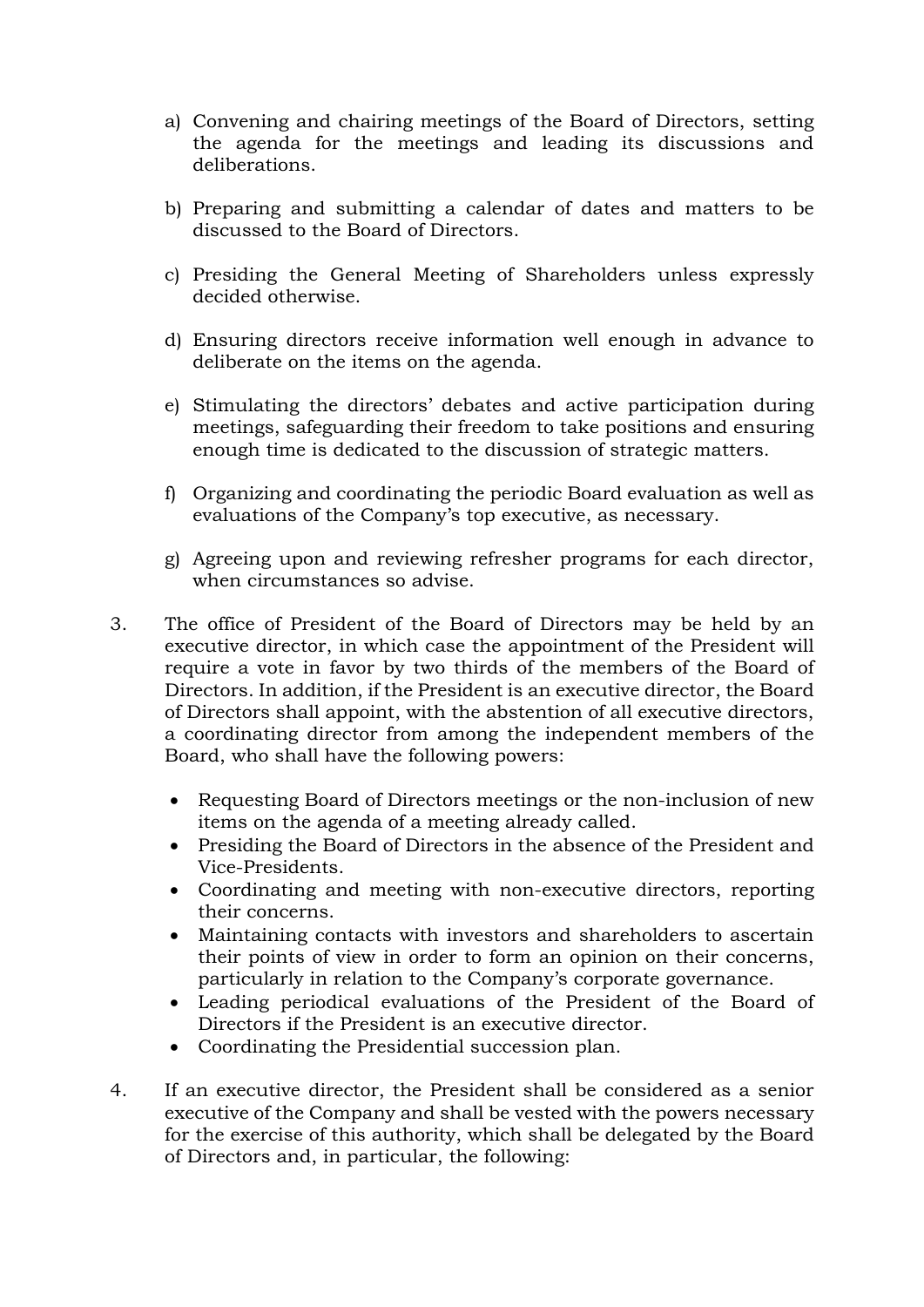a) Convening and chairing meetings of the Board of Directors, setting the agenda for the meetings and leading its discussions and deliberations.

b) Preparing and submitting a calendar of dates and matters to be discussed to the Board of Directors.

c) Presiding the General Meeting of Shareholders unless expressly decided otherwise.

d) Ensuring directors receive information well enough in advance to deliberate on the items on the agenda.

e) Stimulating the directors' debates and active participation during meetings, safeguarding their freedom to take positions and ensuring enough time is dedicated to the discussion of strategic matters.

f) Organizing and coordinating the periodic Board evaluation as well as evaluations of the Company's top executive, as necessary.

g) Agreeing upon and reviewing refresher programs for each director, when circumstances so advise.

3. The office of President of the Board of Directors may be held by an executive director, in which case the appointment of the President will require a vote in favor by two thirds of the members of the Board of Directors. In addition, if the President is an executive director, the Board of Directors shall appoint, with the abstention of all executive directors, a coordinating director from among the independent members of the Board, who shall have the following powers:

   - Requesting Board of Directors meetings or the non-inclusion of new items on the agenda of a meeting already called.
   - Presiding the Board of Directors in the absence of the President and Vice-Presidents.
   - Coordinating and meeting with non-executive directors, reporting their concerns.
   - Maintaining contacts with investors and shareholders to ascertain their points of view in order to form an opinion on their concerns, particularly in relation to the Company's corporate governance.
   - Leading periodical evaluations of the President of the Board of Directors if the President is an executive director.
   - Coordinating the Presidential succession plan.

4. If an executive director, the President shall be considered as a senior executive of the Company and shall be vested with the powers necessary for the exercise of this authority, which shall be delegated by the Board of Directors and, in particular, the following: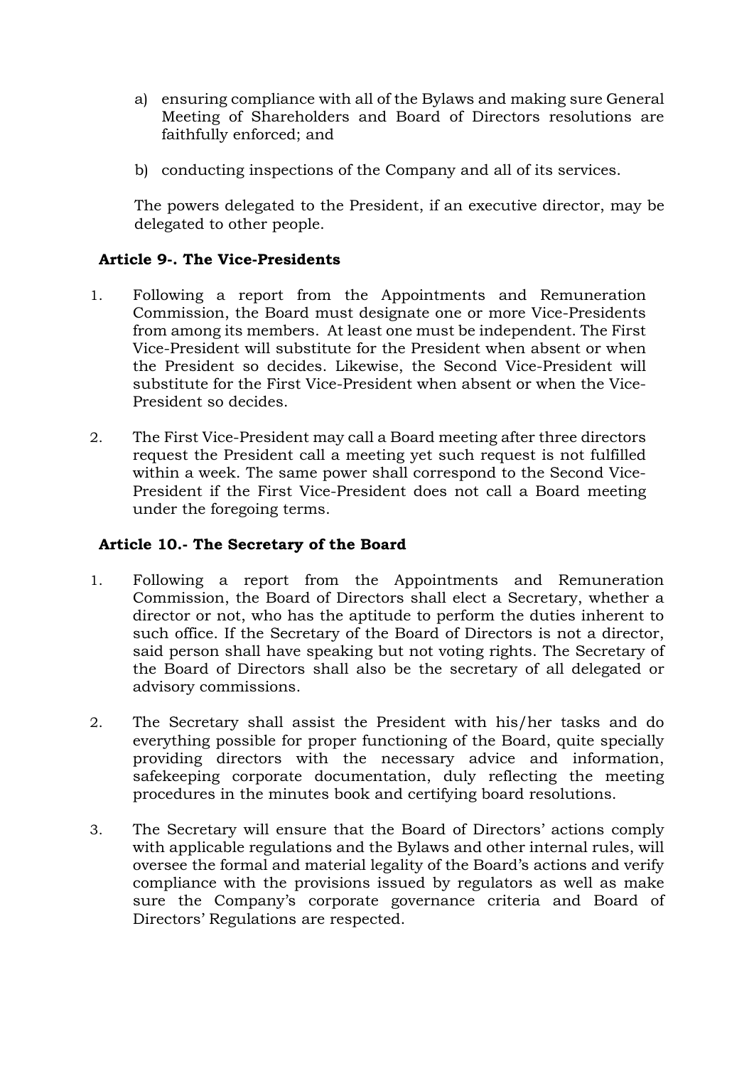a) ensuring compliance with all of the Bylaws and making sure General Meeting of Shareholders and Board of Directors resolutions are faithfully enforced; and

b) conducting inspections of the Company and all of its services.

The powers delegated to the President, if an executive director, may be delegated to other people.

### Article 9-. The Vice-Presidents

1. Following a report from the Appointments and Remuneration Commission, the Board must designate one or more Vice-Presidents from among its members. At least one must be independent. The First Vice-President will substitute for the President when absent or when the President so decides. Likewise, the Second Vice-President will substitute for the First Vice-President when absent or when the Vice-President so decides.

2. The First Vice-President may call a Board meeting after three directors request the President call a meeting yet such request is not fulfilled within a week. The same power shall correspond to the Second Vice-President if the First Vice-President does not call a Board meeting under the foregoing terms.

### Article 10.- The Secretary of the Board

1. Following a report from the Appointments and Remuneration Commission, the Board of Directors shall elect a Secretary, whether a director or not, who has the aptitude to perform the duties inherent to such office. If the Secretary of the Board of Directors is not a director, said person shall have speaking but not voting rights. The Secretary of the Board of Directors shall also be the secretary of all delegated or advisory commissions.

2. The Secretary shall assist the President with his/her tasks and do everything possible for proper functioning of the Board, quite specially providing directors with the necessary advice and information, safekeeping corporate documentation, duly reflecting the meeting procedures in the minutes book and certifying board resolutions.

3. The Secretary will ensure that the Board of Directors' actions comply with applicable regulations and the Bylaws and other internal rules, will oversee the formal and material legality of the Board's actions and verify compliance with the provisions issued by regulators as well as make sure the Company's corporate governance criteria and Board of Directors' Regulations are respected.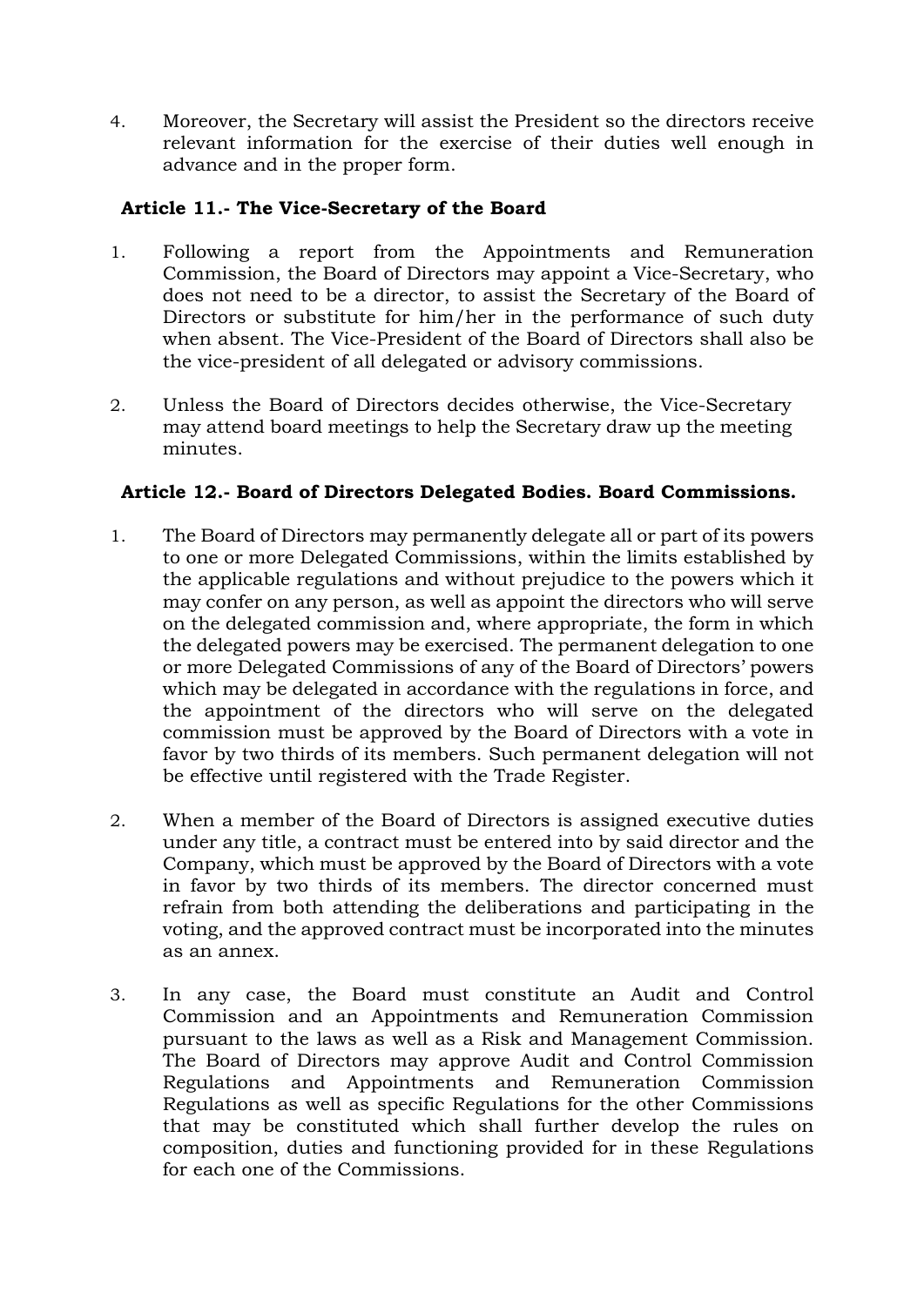4. Moreover, the Secretary will assist the President so the directors receive relevant information for the exercise of their duties well enough in advance and in the proper form.

### Article 11.- The Vice-Secretary of the Board

1. Following a report from the Appointments and Remuneration Commission, the Board of Directors may appoint a Vice-Secretary, who does not need to be a director, to assist the Secretary of the Board of Directors or substitute for him/her in the performance of such duty when absent. The Vice-President of the Board of Directors shall also be the vice-president of all delegated or advisory commissions.

2. Unless the Board of Directors decides otherwise, the Vice-Secretary may attend board meetings to help the Secretary draw up the meeting minutes.

### Article 12.- Board of Directors Delegated Bodies. Board Commissions.

1. The Board of Directors may permanently delegate all or part of its powers to one or more Delegated Commissions, within the limits established by the applicable regulations and without prejudice to the powers which it may confer on any person, as well as appoint the directors who will serve on the delegated commission and, where appropriate, the form in which the delegated powers may be exercised. The permanent delegation to one or more Delegated Commissions of any of the Board of Directors' powers which may be delegated in accordance with the regulations in force, and the appointment of the directors who will serve on the delegated commission must be approved by the Board of Directors with a vote in favor by two thirds of its members. Such permanent delegation will not be effective until registered with the Trade Register.

2. When a member of the Board of Directors is assigned executive duties under any title, a contract must be entered into by said director and the Company, which must be approved by the Board of Directors with a vote in favor by two thirds of its members. The director concerned must refrain from both attending the deliberations and participating in the voting, and the approved contract must be incorporated into the minutes as an annex.

3. In any case, the Board must constitute an Audit and Control Commission and an Appointments and Remuneration Commission pursuant to the laws as well as a Risk and Management Commission. The Board of Directors may approve Audit and Control Commission Regulations and Appointments and Remuneration Commission Regulations as well as specific Regulations for the other Commissions that may be constituted which shall further develop the rules on composition, duties and functioning provided for in these Regulations for each one of the Commissions.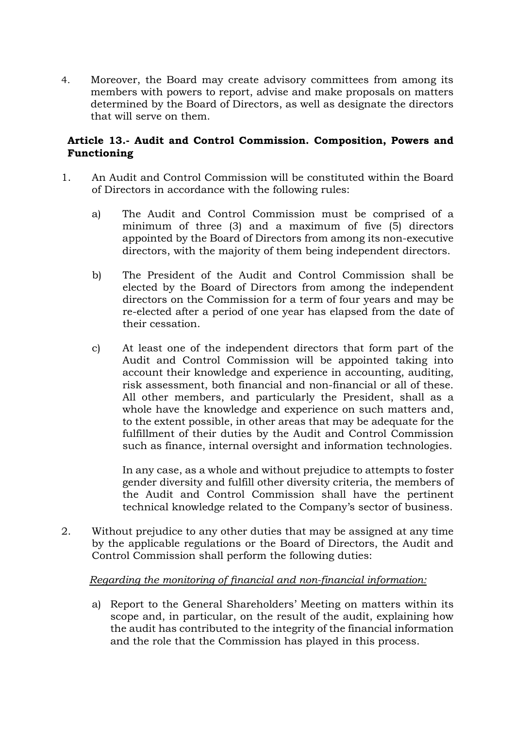4. Moreover, the Board may create advisory committees from among its members with powers to report, advise and make proposals on matters determined by the Board of Directors, as well as designate the directors that will serve on them.

### Article 13.- Audit and Control Commission. Composition, Powers and Functioning

1. An Audit and Control Commission will be constituted within the Board of Directors in accordance with the following rules:

   a) The Audit and Control Commission must be comprised of a minimum of three (3) and a maximum of five (5) directors appointed by the Board of Directors from among its non-executive directors, with the majority of them being independent directors.

   b) The President of the Audit and Control Commission shall be elected by the Board of Directors from among the independent directors on the Commission for a term of four years and may be re-elected after a period of one year has elapsed from the date of their cessation.

   c) At least one of the independent directors that form part of the Audit and Control Commission will be appointed taking into account their knowledge and experience in accounting, auditing, risk assessment, both financial and non-financial or all of these. All other members, and particularly the President, shall as a whole have the knowledge and experience on such matters and, to the extent possible, in other areas that may be adequate for the fulfillment of their duties by the Audit and Control Commission such as finance, internal oversight and information technologies.

      In any case, as a whole and without prejudice to attempts to foster gender diversity and fulfill other diversity criteria, the members of the Audit and Control Commission shall have the pertinent technical knowledge related to the Company's sector of business.

2. Without prejudice to any other duties that may be assigned at any time by the applicable regulations or the Board of Directors, the Audit and Control Commission shall perform the following duties:

   *Regarding the monitoring of financial and non-financial information:*

   a) Report to the General Shareholders' Meeting on matters within its scope and, in particular, on the result of the audit, explaining how the audit has contributed to the integrity of the financial information and the role that the Commission has played in this process.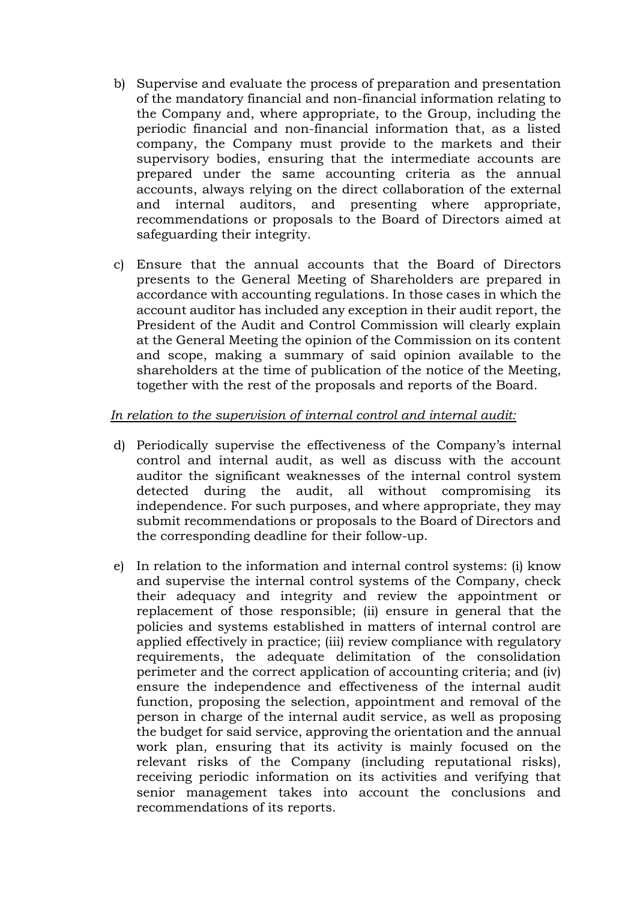b) Supervise and evaluate the process of preparation and presentation of the mandatory financial and non-financial information relating to the Company and, where appropriate, to the Group, including the periodic financial and non-financial information that, as a listed company, the Company must provide to the markets and their supervisory bodies, ensuring that the intermediate accounts are prepared under the same accounting criteria as the annual accounts, always relying on the direct collaboration of the external and internal auditors, and presenting where appropriate, recommendations or proposals to the Board of Directors aimed at safeguarding their integrity.

c) Ensure that the annual accounts that the Board of Directors presents to the General Meeting of Shareholders are prepared in accordance with accounting regulations. In those cases in which the account auditor has included any exception in their audit report, the President of the Audit and Control Commission will clearly explain at the General Meeting the opinion of the Commission on its content and scope, making a summary of said opinion available to the shareholders at the time of publication of the notice of the Meeting, together with the rest of the proposals and reports of the Board.

*In relation to the supervision of internal control and internal audit:*

d) Periodically supervise the effectiveness of the Company's internal control and internal audit, as well as discuss with the account auditor the significant weaknesses of the internal control system detected during the audit, all without compromising its independence. For such purposes, and where appropriate, they may submit recommendations or proposals to the Board of Directors and the corresponding deadline for their follow-up.

e) In relation to the information and internal control systems: (i) know and supervise the internal control systems of the Company, check their adequacy and integrity and review the appointment or replacement of those responsible; (ii) ensure in general that the policies and systems established in matters of internal control are applied effectively in practice; (iii) review compliance with regulatory requirements, the adequate delimitation of the consolidation perimeter and the correct application of accounting criteria; and (iv) ensure the independence and effectiveness of the internal audit function, proposing the selection, appointment and removal of the person in charge of the internal audit service, as well as proposing the budget for said service, approving the orientation and the annual work plan, ensuring that its activity is mainly focused on the relevant risks of the Company (including reputational risks), receiving periodic information on its activities and verifying that senior management takes into account the conclusions and recommendations of its reports.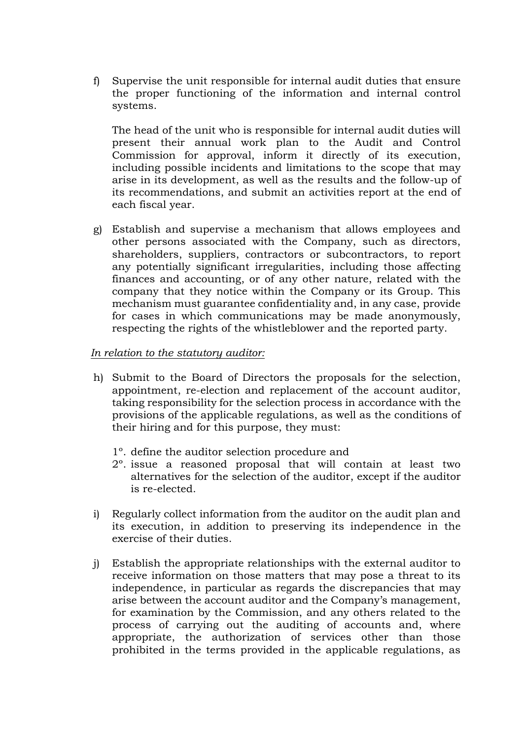f) Supervise the unit responsible for internal audit duties that ensure the proper functioning of the information and internal control systems.

   The head of the unit who is responsible for internal audit duties will present their annual work plan to the Audit and Control Commission for approval, inform it directly of its execution, including possible incidents and limitations to the scope that may arise in its development, as well as the results and the follow-up of its recommendations, and submit an activities report at the end of each fiscal year.

g) Establish and supervise a mechanism that allows employees and other persons associated with the Company, such as directors, shareholders, suppliers, contractors or subcontractors, to report any potentially significant irregularities, including those affecting finances and accounting, or of any other nature, related with the company that they notice within the Company or its Group. This mechanism must guarantee confidentiality and, in any case, provide for cases in which communications may be made anonymously, respecting the rights of the whistleblower and the reported party.

<u>*In relation to the statutory auditor:*</u>

h) Submit to the Board of Directors the proposals for the selection, appointment, re-election and replacement of the account auditor, taking responsibility for the selection process in accordance with the provisions of the applicable regulations, as well as the conditions of their hiring and for this purpose, they must:

   1º. define the auditor selection procedure and
   2º. issue a reasoned proposal that will contain at least two alternatives for the selection of the auditor, except if the auditor is re-elected.

i) Regularly collect information from the auditor on the audit plan and its execution, in addition to preserving its independence in the exercise of their duties.

j) Establish the appropriate relationships with the external auditor to receive information on those matters that may pose a threat to its independence, in particular as regards the discrepancies that may arise between the account auditor and the Company's management, for examination by the Commission, and any others related to the process of carrying out the auditing of accounts and, where appropriate, the authorization of services other than those prohibited in the terms provided in the applicable regulations, as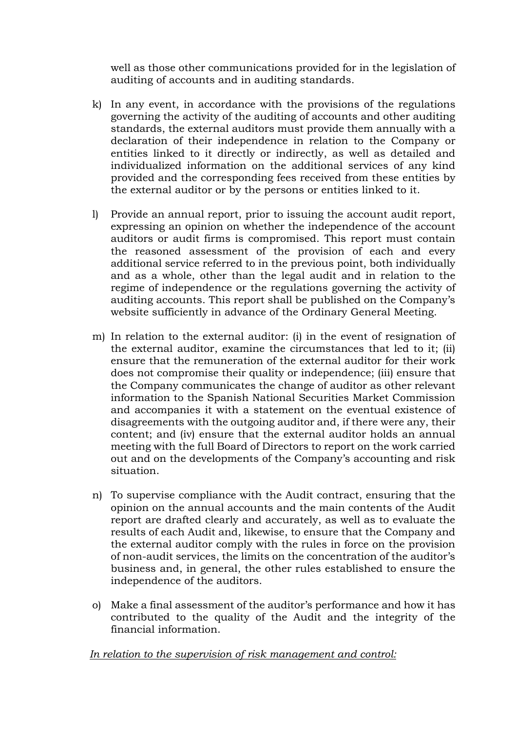well as those other communications provided for in the legislation of auditing of accounts and in auditing standards.

k) In any event, in accordance with the provisions of the regulations governing the activity of the auditing of accounts and other auditing standards, the external auditors must provide them annually with a declaration of their independence in relation to the Company or entities linked to it directly or indirectly, as well as detailed and individualized information on the additional services of any kind provided and the corresponding fees received from these entities by the external auditor or by the persons or entities linked to it.

l) Provide an annual report, prior to issuing the account audit report, expressing an opinion on whether the independence of the account auditors or audit firms is compromised. This report must contain the reasoned assessment of the provision of each and every additional service referred to in the previous point, both individually and as a whole, other than the legal audit and in relation to the regime of independence or the regulations governing the activity of auditing accounts. This report shall be published on the Company's website sufficiently in advance of the Ordinary General Meeting.

m) In relation to the external auditor: (i) in the event of resignation of the external auditor, examine the circumstances that led to it; (ii) ensure that the remuneration of the external auditor for their work does not compromise their quality or independence; (iii) ensure that the Company communicates the change of auditor as other relevant information to the Spanish National Securities Market Commission and accompanies it with a statement on the eventual existence of disagreements with the outgoing auditor and, if there were any, their content; and (iv) ensure that the external auditor holds an annual meeting with the full Board of Directors to report on the work carried out and on the developments of the Company's accounting and risk situation.

n) To supervise compliance with the Audit contract, ensuring that the opinion on the annual accounts and the main contents of the Audit report are drafted clearly and accurately, as well as to evaluate the results of each Audit and, likewise, to ensure that the Company and the external auditor comply with the rules in force on the provision of non-audit services, the limits on the concentration of the auditor's business and, in general, the other rules established to ensure the independence of the auditors.

o) Make a final assessment of the auditor's performance and how it has contributed to the quality of the Audit and the integrity of the financial information.

*In relation to the supervision of risk management and control:*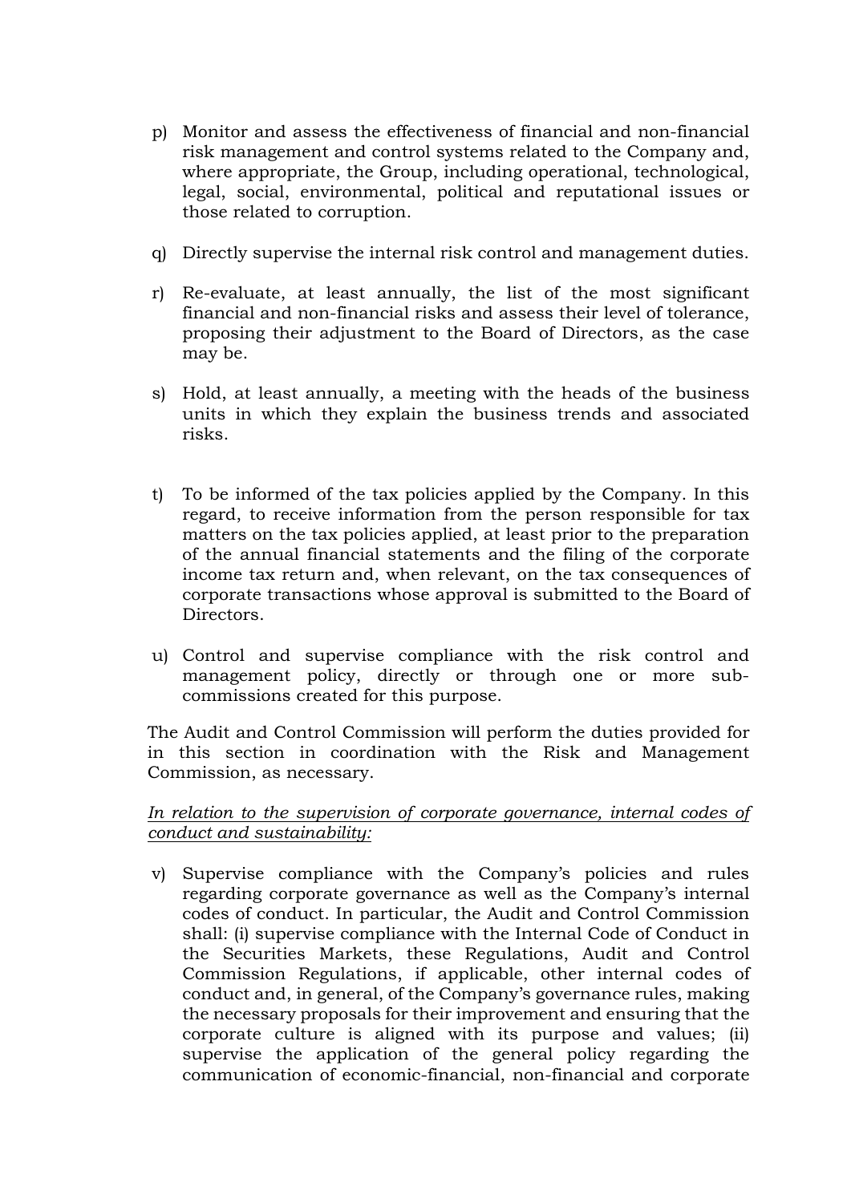p) Monitor and assess the effectiveness of financial and non-financial risk management and control systems related to the Company and, where appropriate, the Group, including operational, technological, legal, social, environmental, political and reputational issues or those related to corruption.

q) Directly supervise the internal risk control and management duties.

r) Re-evaluate, at least annually, the list of the most significant financial and non-financial risks and assess their level of tolerance, proposing their adjustment to the Board of Directors, as the case may be.

s) Hold, at least annually, a meeting with the heads of the business units in which they explain the business trends and associated risks.

t) To be informed of the tax policies applied by the Company. In this regard, to receive information from the person responsible for tax matters on the tax policies applied, at least prior to the preparation of the annual financial statements and the filing of the corporate income tax return and, when relevant, on the tax consequences of corporate transactions whose approval is submitted to the Board of Directors.

u) Control and supervise compliance with the risk control and management policy, directly or through one or more sub-commissions created for this purpose.

The Audit and Control Commission will perform the duties provided for in this section in coordination with the Risk and Management Commission, as necessary.

*In relation to the supervision of corporate governance, internal codes of conduct and sustainability:*

v) Supervise compliance with the Company's policies and rules regarding corporate governance as well as the Company's internal codes of conduct. In particular, the Audit and Control Commission shall: (i) supervise compliance with the Internal Code of Conduct in the Securities Markets, these Regulations, Audit and Control Commission Regulations, if applicable, other internal codes of conduct and, in general, of the Company's governance rules, making the necessary proposals for their improvement and ensuring that the corporate culture is aligned with its purpose and values; (ii) supervise the application of the general policy regarding the communication of economic-financial, non-financial and corporate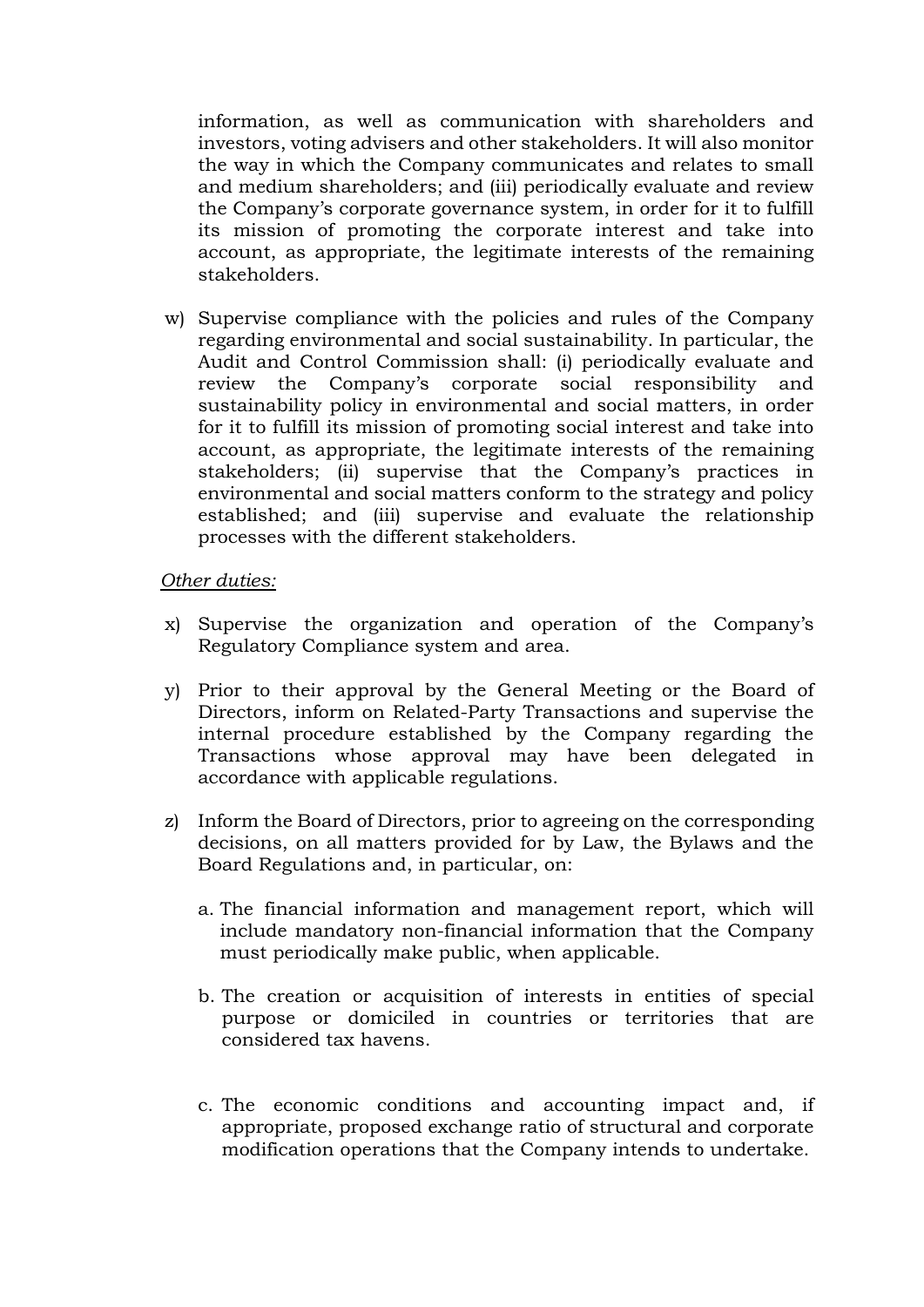information, as well as communication with shareholders and investors, voting advisers and other stakeholders. It will also monitor the way in which the Company communicates and relates to small and medium shareholders; and (iii) periodically evaluate and review the Company's corporate governance system, in order for it to fulfill its mission of promoting the corporate interest and take into account, as appropriate, the legitimate interests of the remaining stakeholders.

w) Supervise compliance with the policies and rules of the Company regarding environmental and social sustainability. In particular, the Audit and Control Commission shall: (i) periodically evaluate and review the Company's corporate social responsibility and sustainability policy in environmental and social matters, in order for it to fulfill its mission of promoting social interest and take into account, as appropriate, the legitimate interests of the remaining stakeholders; (ii) supervise that the Company's practices in environmental and social matters conform to the strategy and policy established; and (iii) supervise and evaluate the relationship processes with the different stakeholders.

*Other duties:*

x) Supervise the organization and operation of the Company's Regulatory Compliance system and area.

y) Prior to their approval by the General Meeting or the Board of Directors, inform on Related-Party Transactions and supervise the internal procedure established by the Company regarding the Transactions whose approval may have been delegated in accordance with applicable regulations.

z) Inform the Board of Directors, prior to agreeing on the corresponding decisions, on all matters provided for by Law, the Bylaws and the Board Regulations and, in particular, on:

   a. The financial information and management report, which will include mandatory non-financial information that the Company must periodically make public, when applicable.

   b. The creation or acquisition of interests in entities of special purpose or domiciled in countries or territories that are considered tax havens.

   c. The economic conditions and accounting impact and, if appropriate, proposed exchange ratio of structural and corporate modification operations that the Company intends to undertake.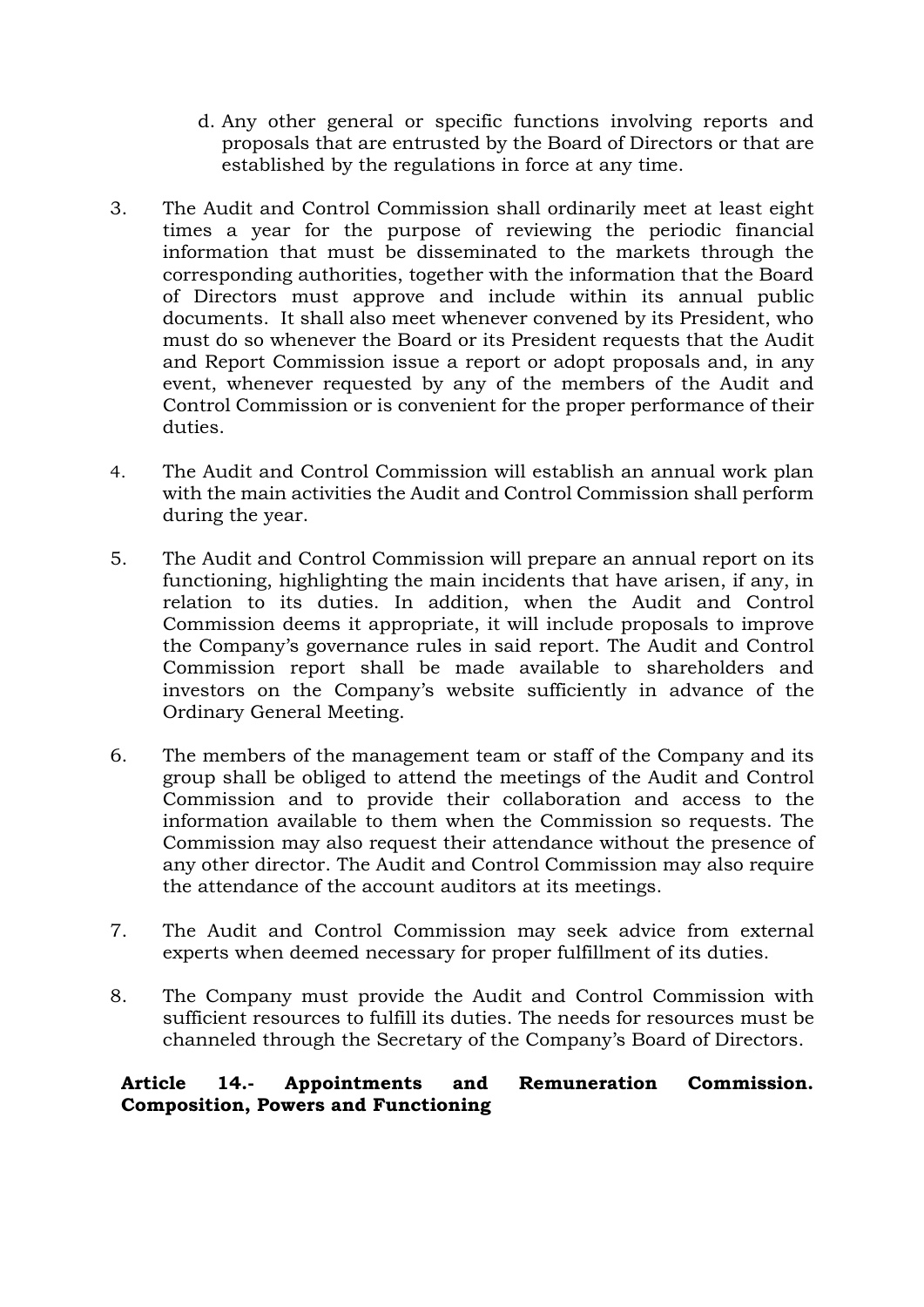d. Any other general or specific functions involving reports and proposals that are entrusted by the Board of Directors or that are established by the regulations in force at any time.

3. The Audit and Control Commission shall ordinarily meet at least eight times a year for the purpose of reviewing the periodic financial information that must be disseminated to the markets through the corresponding authorities, together with the information that the Board of Directors must approve and include within its annual public documents. It shall also meet whenever convened by its President, who must do so whenever the Board or its President requests that the Audit and Report Commission issue a report or adopt proposals and, in any event, whenever requested by any of the members of the Audit and Control Commission or is convenient for the proper performance of their duties.

4. The Audit and Control Commission will establish an annual work plan with the main activities the Audit and Control Commission shall perform during the year.

5. The Audit and Control Commission will prepare an annual report on its functioning, highlighting the main incidents that have arisen, if any, in relation to its duties. In addition, when the Audit and Control Commission deems it appropriate, it will include proposals to improve the Company's governance rules in said report. The Audit and Control Commission report shall be made available to shareholders and investors on the Company's website sufficiently in advance of the Ordinary General Meeting.

6. The members of the management team or staff of the Company and its group shall be obliged to attend the meetings of the Audit and Control Commission and to provide their collaboration and access to the information available to them when the Commission so requests. The Commission may also request their attendance without the presence of any other director. The Audit and Control Commission may also require the attendance of the account auditors at its meetings.

7. The Audit and Control Commission may seek advice from external experts when deemed necessary for proper fulfillment of its duties.

8. The Company must provide the Audit and Control Commission with sufficient resources to fulfill its duties. The needs for resources must be channeled through the Secretary of the Company's Board of Directors.

**Article 14.- Appointments and Remuneration Commission. Composition, Powers and Functioning**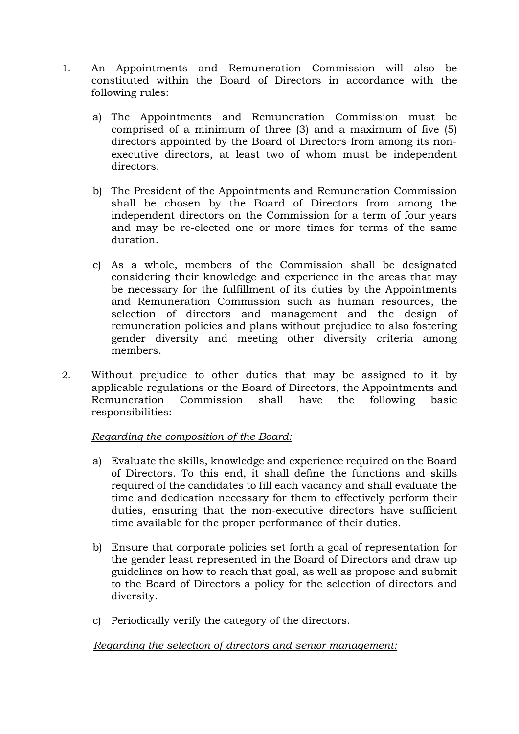1. An Appointments and Remuneration Commission will also be constituted within the Board of Directors in accordance with the following rules:

   a) The Appointments and Remuneration Commission must be comprised of a minimum of three (3) and a maximum of five (5) directors appointed by the Board of Directors from among its non-executive directors, at least two of whom must be independent directors.

   b) The President of the Appointments and Remuneration Commission shall be chosen by the Board of Directors from among the independent directors on the Commission for a term of four years and may be re-elected one or more times for terms of the same duration.

   c) As a whole, members of the Commission shall be designated considering their knowledge and experience in the areas that may be necessary for the fulfillment of its duties by the Appointments and Remuneration Commission such as human resources, the selection of directors and management and the design of remuneration policies and plans without prejudice to also fostering gender diversity and meeting other diversity criteria among members.

2. Without prejudice to other duties that may be assigned to it by applicable regulations or the Board of Directors, the Appointments and Remuneration Commission shall have the following basic responsibilities:

   *Regarding the composition of the Board:*

   a) Evaluate the skills, knowledge and experience required on the Board of Directors. To this end, it shall define the functions and skills required of the candidates to fill each vacancy and shall evaluate the time and dedication necessary for them to effectively perform their duties, ensuring that the non-executive directors have sufficient time available for the proper performance of their duties.

   b) Ensure that corporate policies set forth a goal of representation for the gender least represented in the Board of Directors and draw up guidelines on how to reach that goal, as well as propose and submit to the Board of Directors a policy for the selection of directors and diversity.

   c) Periodically verify the category of the directors.

   *Regarding the selection of directors and senior management:*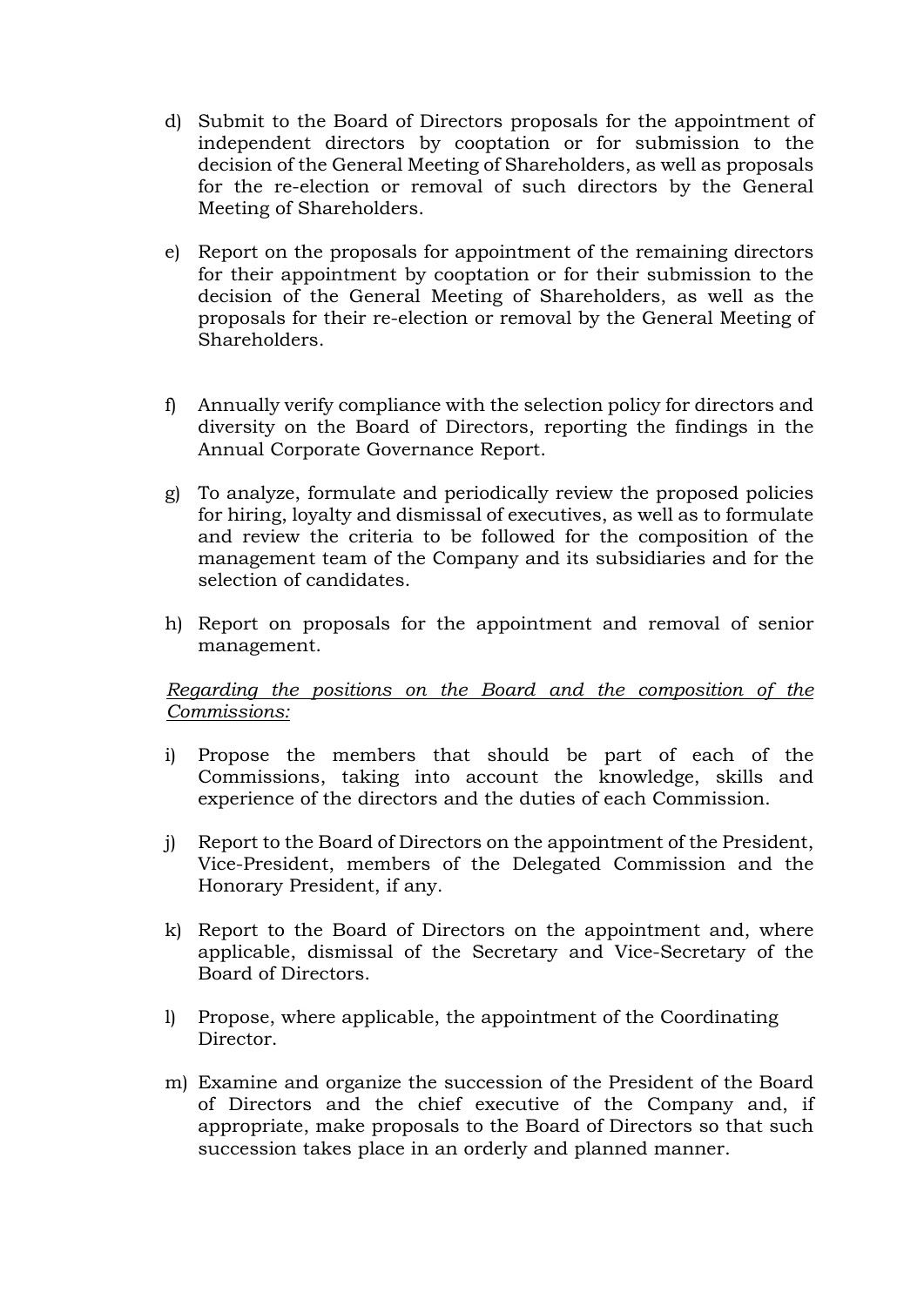d) Submit to the Board of Directors proposals for the appointment of independent directors by cooptation or for submission to the decision of the General Meeting of Shareholders, as well as proposals for the re-election or removal of such directors by the General Meeting of Shareholders.

e) Report on the proposals for appointment of the remaining directors for their appointment by cooptation or for their submission to the decision of the General Meeting of Shareholders, as well as the proposals for their re-election or removal by the General Meeting of Shareholders.

f) Annually verify compliance with the selection policy for directors and diversity on the Board of Directors, reporting the findings in the Annual Corporate Governance Report.

g) To analyze, formulate and periodically review the proposed policies for hiring, loyalty and dismissal of executives, as well as to formulate and review the criteria to be followed for the composition of the management team of the Company and its subsidiaries and for the selection of candidates.

h) Report on proposals for the appointment and removal of senior management.

*Regarding the positions on the Board and the composition of the Commissions:*

i) Propose the members that should be part of each of the Commissions, taking into account the knowledge, skills and experience of the directors and the duties of each Commission.

j) Report to the Board of Directors on the appointment of the President, Vice-President, members of the Delegated Commission and the Honorary President, if any.

k) Report to the Board of Directors on the appointment and, where applicable, dismissal of the Secretary and Vice-Secretary of the Board of Directors.

l) Propose, where applicable, the appointment of the Coordinating Director.

m) Examine and organize the succession of the President of the Board of Directors and the chief executive of the Company and, if appropriate, make proposals to the Board of Directors so that such succession takes place in an orderly and planned manner.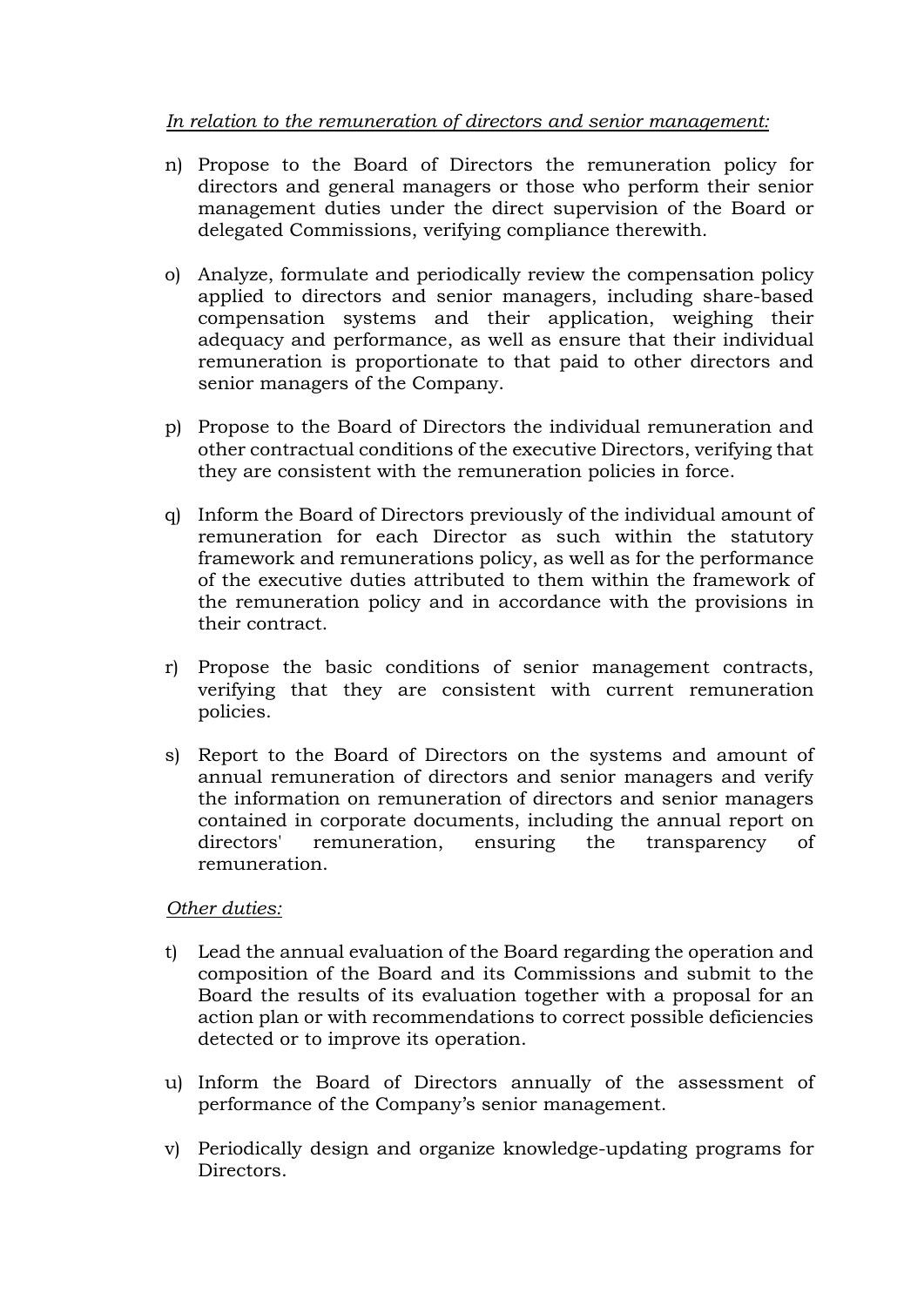*In relation to the remuneration of directors and senior management:*

n) Propose to the Board of Directors the remuneration policy for directors and general managers or those who perform their senior management duties under the direct supervision of the Board or delegated Commissions, verifying compliance therewith.

o) Analyze, formulate and periodically review the compensation policy applied to directors and senior managers, including share-based compensation systems and their application, weighing their adequacy and performance, as well as ensure that their individual remuneration is proportionate to that paid to other directors and senior managers of the Company.

p) Propose to the Board of Directors the individual remuneration and other contractual conditions of the executive Directors, verifying that they are consistent with the remuneration policies in force.

q) Inform the Board of Directors previously of the individual amount of remuneration for each Director as such within the statutory framework and remunerations policy, as well as for the performance of the executive duties attributed to them within the framework of the remuneration policy and in accordance with the provisions in their contract.

r) Propose the basic conditions of senior management contracts, verifying that they are consistent with current remuneration policies.

s) Report to the Board of Directors on the systems and amount of annual remuneration of directors and senior managers and verify the information on remuneration of directors and senior managers contained in corporate documents, including the annual report on directors' remuneration, ensuring the transparency of remuneration.

*Other duties:*

t) Lead the annual evaluation of the Board regarding the operation and composition of the Board and its Commissions and submit to the Board the results of its evaluation together with a proposal for an action plan or with recommendations to correct possible deficiencies detected or to improve its operation.

u) Inform the Board of Directors annually of the assessment of performance of the Company's senior management.

v) Periodically design and organize knowledge-updating programs for Directors.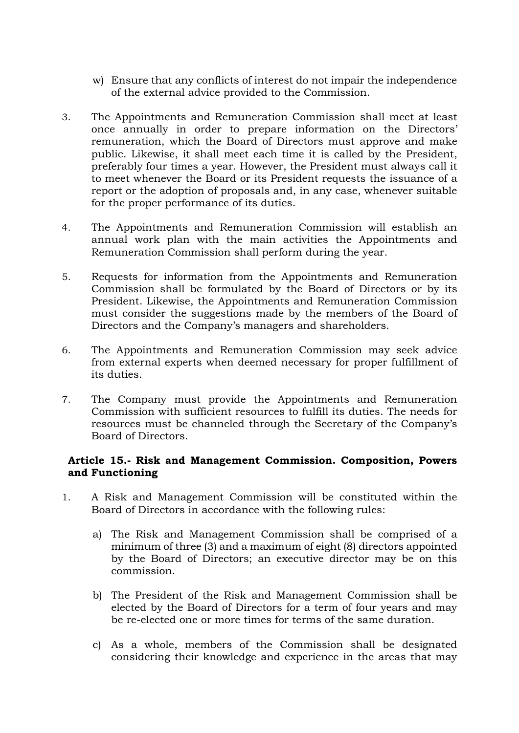w) Ensure that any conflicts of interest do not impair the independence of the external advice provided to the Commission.

3. The Appointments and Remuneration Commission shall meet at least once annually in order to prepare information on the Directors' remuneration, which the Board of Directors must approve and make public. Likewise, it shall meet each time it is called by the President, preferably four times a year. However, the President must always call it to meet whenever the Board or its President requests the issuance of a report or the adoption of proposals and, in any case, whenever suitable for the proper performance of its duties.

4. The Appointments and Remuneration Commission will establish an annual work plan with the main activities the Appointments and Remuneration Commission shall perform during the year.

5. Requests for information from the Appointments and Remuneration Commission shall be formulated by the Board of Directors or by its President. Likewise, the Appointments and Remuneration Commission must consider the suggestions made by the members of the Board of Directors and the Company's managers and shareholders.

6. The Appointments and Remuneration Commission may seek advice from external experts when deemed necessary for proper fulfillment of its duties.

7. The Company must provide the Appointments and Remuneration Commission with sufficient resources to fulfill its duties. The needs for resources must be channeled through the Secretary of the Company's Board of Directors.

**Article 15.- Risk and Management Commission. Composition, Powers and Functioning**

1. A Risk and Management Commission will be constituted within the Board of Directors in accordance with the following rules:

   a) The Risk and Management Commission shall be comprised of a minimum of three (3) and a maximum of eight (8) directors appointed by the Board of Directors; an executive director may be on this commission.

   b) The President of the Risk and Management Commission shall be elected by the Board of Directors for a term of four years and may be re-elected one or more times for terms of the same duration.

   c) As a whole, members of the Commission shall be designated considering their knowledge and experience in the areas that may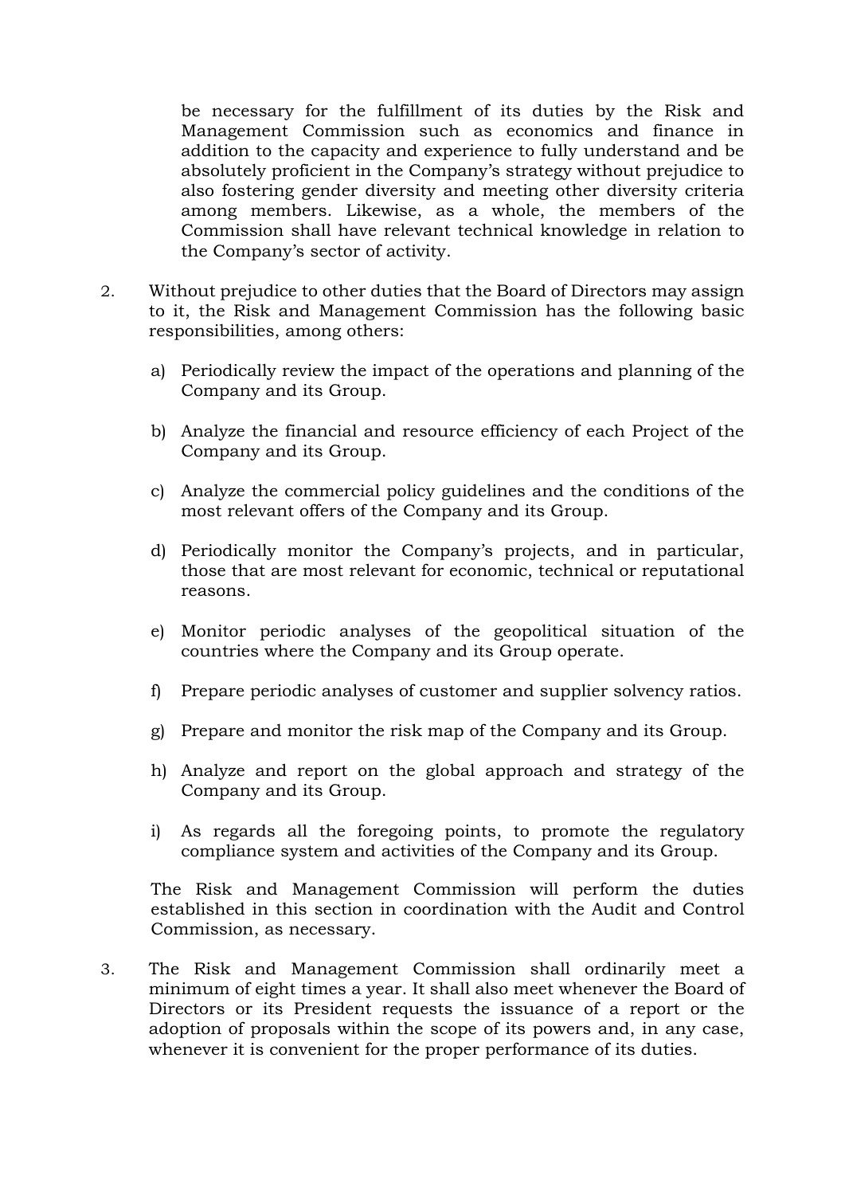be necessary for the fulfillment of its duties by the Risk and Management Commission such as economics and finance in addition to the capacity and experience to fully understand and be absolutely proficient in the Company's strategy without prejudice to also fostering gender diversity and meeting other diversity criteria among members. Likewise, as a whole, the members of the Commission shall have relevant technical knowledge in relation to the Company's sector of activity.

2. Without prejudice to other duties that the Board of Directors may assign to it, the Risk and Management Commission has the following basic responsibilities, among others:

   a) Periodically review the impact of the operations and planning of the Company and its Group.

   b) Analyze the financial and resource efficiency of each Project of the Company and its Group.

   c) Analyze the commercial policy guidelines and the conditions of the most relevant offers of the Company and its Group.

   d) Periodically monitor the Company's projects, and in particular, those that are most relevant for economic, technical or reputational reasons.

   e) Monitor periodic analyses of the geopolitical situation of the countries where the Company and its Group operate.

   f) Prepare periodic analyses of customer and supplier solvency ratios.

   g) Prepare and monitor the risk map of the Company and its Group.

   h) Analyze and report on the global approach and strategy of the Company and its Group.

   i) As regards all the foregoing points, to promote the regulatory compliance system and activities of the Company and its Group.

   The Risk and Management Commission will perform the duties established in this section in coordination with the Audit and Control Commission, as necessary.

3. The Risk and Management Commission shall ordinarily meet a minimum of eight times a year. It shall also meet whenever the Board of Directors or its President requests the issuance of a report or the adoption of proposals within the scope of its powers and, in any case, whenever it is convenient for the proper performance of its duties.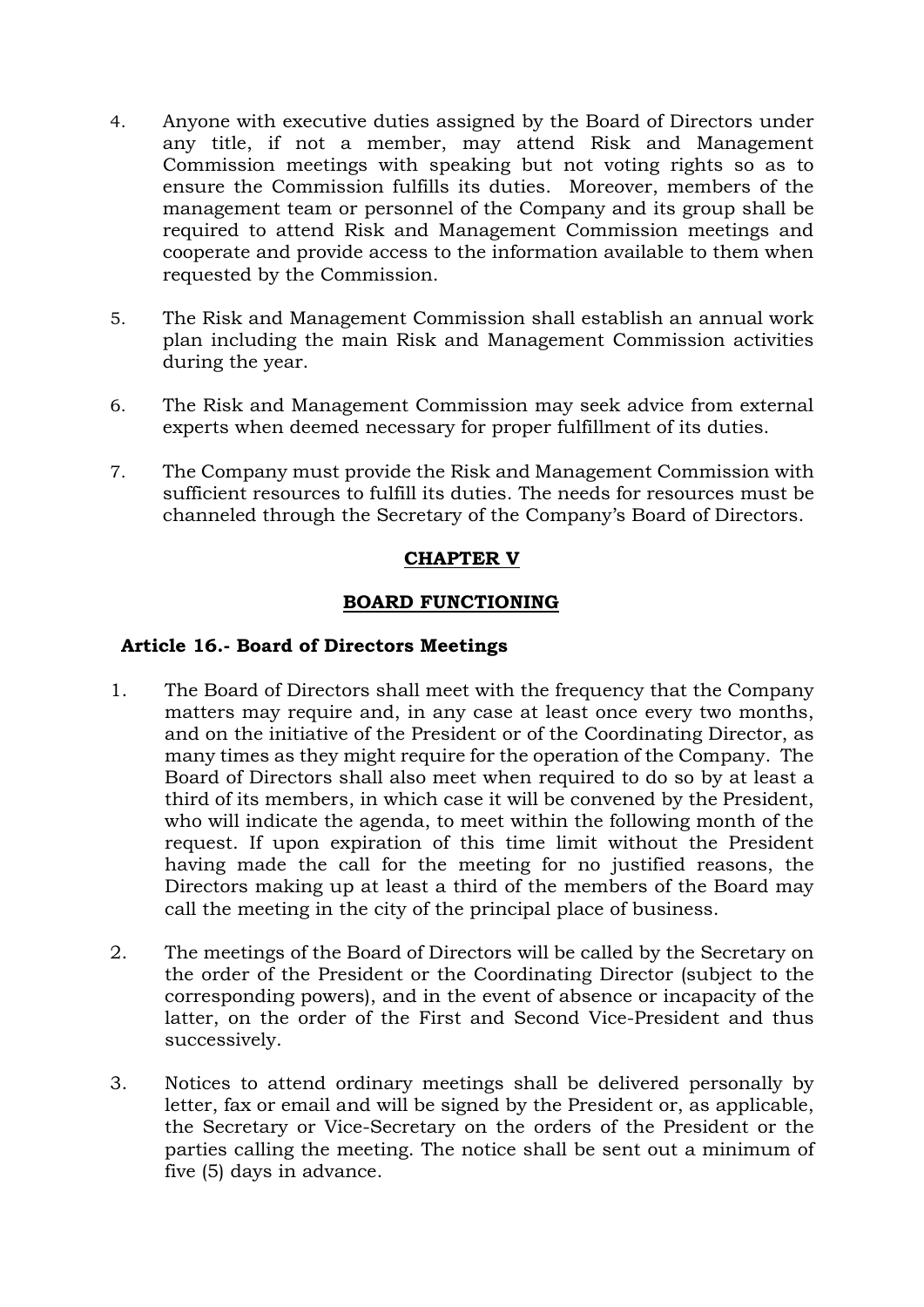4. Anyone with executive duties assigned by the Board of Directors under any title, if not a member, may attend Risk and Management Commission meetings with speaking but not voting rights so as to ensure the Commission fulfills its duties. Moreover, members of the management team or personnel of the Company and its group shall be required to attend Risk and Management Commission meetings and cooperate and provide access to the information available to them when requested by the Commission.

5. The Risk and Management Commission shall establish an annual work plan including the main Risk and Management Commission activities during the year.

6. The Risk and Management Commission may seek advice from external experts when deemed necessary for proper fulfillment of its duties.

7. The Company must provide the Risk and Management Commission with sufficient resources to fulfill its duties. The needs for resources must be channeled through the Secretary of the Company's Board of Directors.

## CHAPTER V

## BOARD FUNCTIONING

### Article 16.- Board of Directors Meetings

1. The Board of Directors shall meet with the frequency that the Company matters may require and, in any case at least once every two months, and on the initiative of the President or of the Coordinating Director, as many times as they might require for the operation of the Company. The Board of Directors shall also meet when required to do so by at least a third of its members, in which case it will be convened by the President, who will indicate the agenda, to meet within the following month of the request. If upon expiration of this time limit without the President having made the call for the meeting for no justified reasons, the Directors making up at least a third of the members of the Board may call the meeting in the city of the principal place of business.

2. The meetings of the Board of Directors will be called by the Secretary on the order of the President or the Coordinating Director (subject to the corresponding powers), and in the event of absence or incapacity of the latter, on the order of the First and Second Vice-President and thus successively.

3. Notices to attend ordinary meetings shall be delivered personally by letter, fax or email and will be signed by the President or, as applicable, the Secretary or Vice-Secretary on the orders of the President or the parties calling the meeting. The notice shall be sent out a minimum of five (5) days in advance.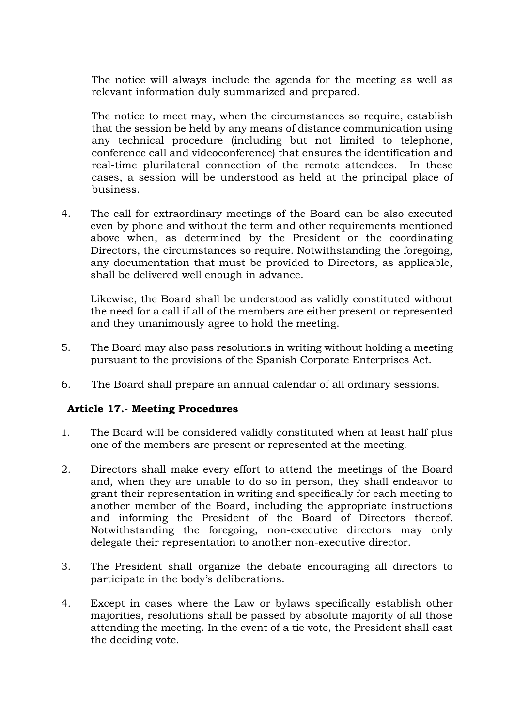The notice will always include the agenda for the meeting as well as relevant information duly summarized and prepared.

The notice to meet may, when the circumstances so require, establish that the session be held by any means of distance communication using any technical procedure (including but not limited to telephone, conference call and videoconference) that ensures the identification and real-time plurilateral connection of the remote attendees. In these cases, a session will be understood as held at the principal place of business.

4. The call for extraordinary meetings of the Board can be also executed even by phone and without the term and other requirements mentioned above when, as determined by the President or the coordinating Directors, the circumstances so require. Notwithstanding the foregoing, any documentation that must be provided to Directors, as applicable, shall be delivered well enough in advance.

   Likewise, the Board shall be understood as validly constituted without the need for a call if all of the members are either present or represented and they unanimously agree to hold the meeting.

5. The Board may also pass resolutions in writing without holding a meeting pursuant to the provisions of the Spanish Corporate Enterprises Act.

6. The Board shall prepare an annual calendar of all ordinary sessions.

### Article 17.- Meeting Procedures

1. The Board will be considered validly constituted when at least half plus one of the members are present or represented at the meeting.

2. Directors shall make every effort to attend the meetings of the Board and, when they are unable to do so in person, they shall endeavor to grant their representation in writing and specifically for each meeting to another member of the Board, including the appropriate instructions and informing the President of the Board of Directors thereof. Notwithstanding the foregoing, non-executive directors may only delegate their representation to another non-executive director.

3. The President shall organize the debate encouraging all directors to participate in the body's deliberations.

4. Except in cases where the Law or bylaws specifically establish other majorities, resolutions shall be passed by absolute majority of all those attending the meeting. In the event of a tie vote, the President shall cast the deciding vote.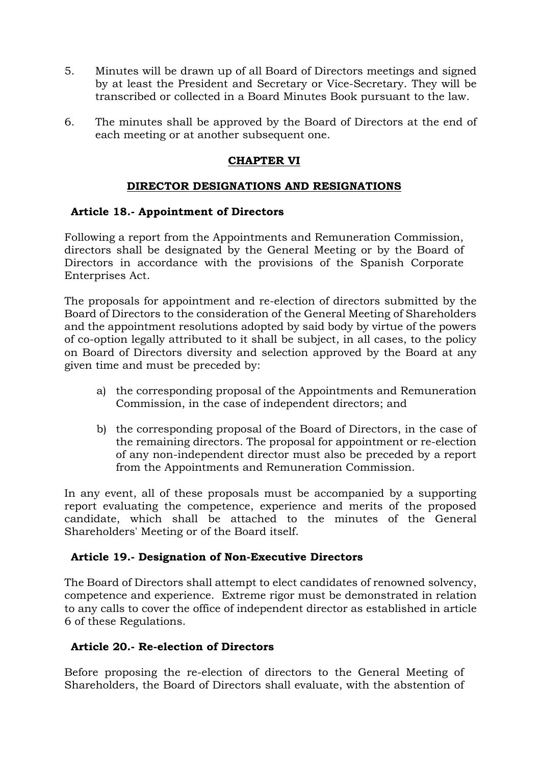5. Minutes will be drawn up of all Board of Directors meetings and signed by at least the President and Secretary or Vice-Secretary. They will be transcribed or collected in a Board Minutes Book pursuant to the law.

6. The minutes shall be approved by the Board of Directors at the end of each meeting or at another subsequent one.

## CHAPTER VI

## DIRECTOR DESIGNATIONS AND RESIGNATIONS

### Article 18.- Appointment of Directors

Following a report from the Appointments and Remuneration Commission, directors shall be designated by the General Meeting or by the Board of Directors in accordance with the provisions of the Spanish Corporate Enterprises Act.

The proposals for appointment and re-election of directors submitted by the Board of Directors to the consideration of the General Meeting of Shareholders and the appointment resolutions adopted by said body by virtue of the powers of co-option legally attributed to it shall be subject, in all cases, to the policy on Board of Directors diversity and selection approved by the Board at any given time and must be preceded by:

a) the corresponding proposal of the Appointments and Remuneration Commission, in the case of independent directors; and

b) the corresponding proposal of the Board of Directors, in the case of the remaining directors. The proposal for appointment or re-election of any non-independent director must also be preceded by a report from the Appointments and Remuneration Commission.

In any event, all of these proposals must be accompanied by a supporting report evaluating the competence, experience and merits of the proposed candidate, which shall be attached to the minutes of the General Shareholders' Meeting or of the Board itself.

### Article 19.- Designation of Non-Executive Directors

The Board of Directors shall attempt to elect candidates of renowned solvency, competence and experience. Extreme rigor must be demonstrated in relation to any calls to cover the office of independent director as established in article 6 of these Regulations.

### Article 20.- Re-election of Directors

Before proposing the re-election of directors to the General Meeting of Shareholders, the Board of Directors shall evaluate, with the abstention of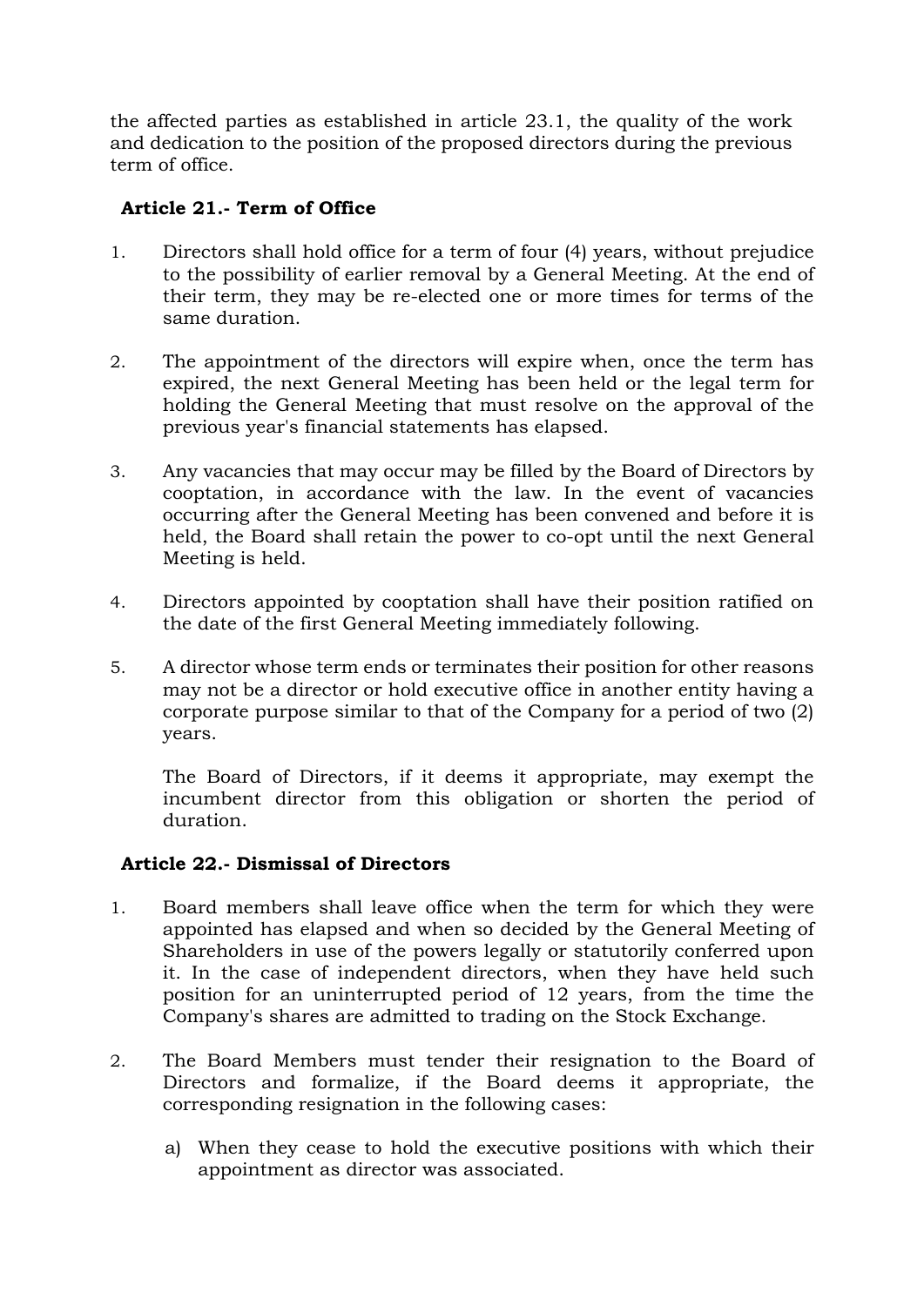the affected parties as established in article 23.1, the quality of the work and dedication to the position of the proposed directors during the previous term of office.

### Article 21.- Term of Office

1. Directors shall hold office for a term of four (4) years, without prejudice to the possibility of earlier removal by a General Meeting. At the end of their term, they may be re-elected one or more times for terms of the same duration.

2. The appointment of the directors will expire when, once the term has expired, the next General Meeting has been held or the legal term for holding the General Meeting that must resolve on the approval of the previous year's financial statements has elapsed.

3. Any vacancies that may occur may be filled by the Board of Directors by cooptation, in accordance with the law. In the event of vacancies occurring after the General Meeting has been convened and before it is held, the Board shall retain the power to co-opt until the next General Meeting is held.

4. Directors appointed by cooptation shall have their position ratified on the date of the first General Meeting immediately following.

5. A director whose term ends or terminates their position for other reasons may not be a director or hold executive office in another entity having a corporate purpose similar to that of the Company for a period of two (2) years.

   The Board of Directors, if it deems it appropriate, may exempt the incumbent director from this obligation or shorten the period of duration.

### Article 22.- Dismissal of Directors

1. Board members shall leave office when the term for which they were appointed has elapsed and when so decided by the General Meeting of Shareholders in use of the powers legally or statutorily conferred upon it. In the case of independent directors, when they have held such position for an uninterrupted period of 12 years, from the time the Company's shares are admitted to trading on the Stock Exchange.

2. The Board Members must tender their resignation to the Board of Directors and formalize, if the Board deems it appropriate, the corresponding resignation in the following cases:

   a) When they cease to hold the executive positions with which their appointment as director was associated.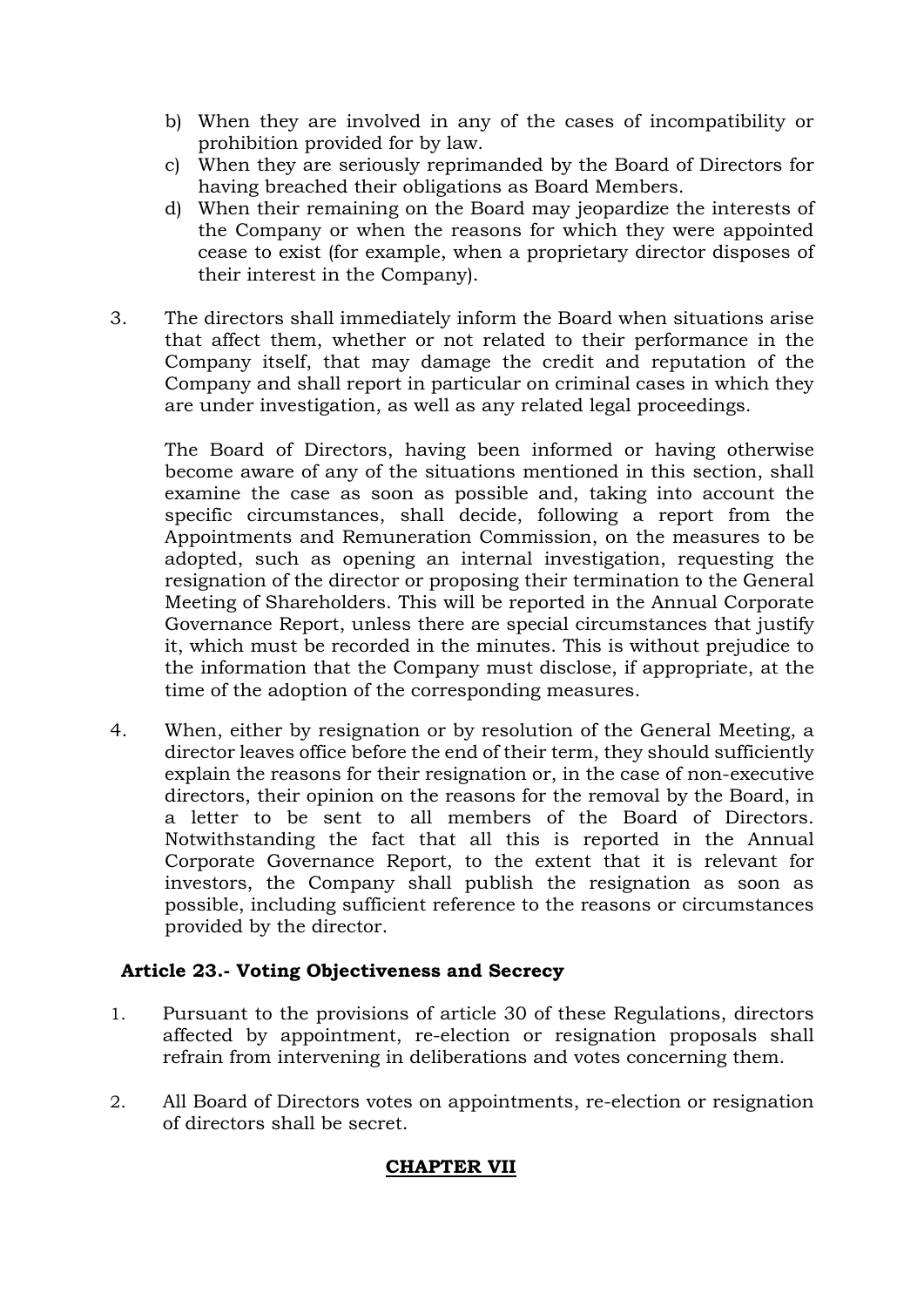b) When they are involved in any of the cases of incompatibility or prohibition provided for by law.
c) When they are seriously reprimanded by the Board of Directors for having breached their obligations as Board Members.
d) When their remaining on the Board may jeopardize the interests of the Company or when the reasons for which they were appointed cease to exist (for example, when a proprietary director disposes of their interest in the Company).

3. The directors shall immediately inform the Board when situations arise that affect them, whether or not related to their performance in the Company itself, that may damage the credit and reputation of the Company and shall report in particular on criminal cases in which they are under investigation, as well as any related legal proceedings.

   The Board of Directors, having been informed or having otherwise become aware of any of the situations mentioned in this section, shall examine the case as soon as possible and, taking into account the specific circumstances, shall decide, following a report from the Appointments and Remuneration Commission, on the measures to be adopted, such as opening an internal investigation, requesting the resignation of the director or proposing their termination to the General Meeting of Shareholders. This will be reported in the Annual Corporate Governance Report, unless there are special circumstances that justify it, which must be recorded in the minutes. This is without prejudice to the information that the Company must disclose, if appropriate, at the time of the adoption of the corresponding measures.

4. When, either by resignation or by resolution of the General Meeting, a director leaves office before the end of their term, they should sufficiently explain the reasons for their resignation or, in the case of non-executive directors, their opinion on the reasons for the removal by the Board, in a letter to be sent to all members of the Board of Directors. Notwithstanding the fact that all this is reported in the Annual Corporate Governance Report, to the extent that it is relevant for investors, the Company shall publish the resignation as soon as possible, including sufficient reference to the reasons or circumstances provided by the director.

### Article 23.- Voting Objectiveness and Secrecy

1. Pursuant to the provisions of article 30 of these Regulations, directors affected by appointment, re-election or resignation proposals shall refrain from intervening in deliberations and votes concerning them.

2. All Board of Directors votes on appointments, re-election or resignation of directors shall be secret.

## CHAPTER VII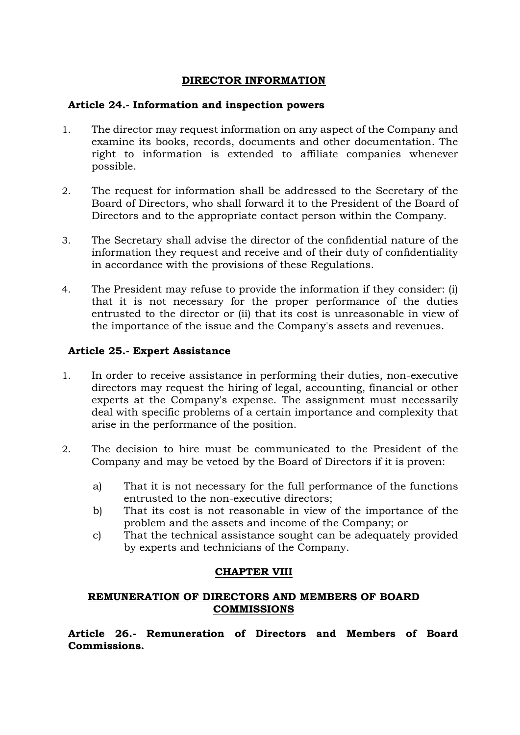## DIRECTOR INFORMATION

### Article 24.- Information and inspection powers

1. The director may request information on any aspect of the Company and examine its books, records, documents and other documentation. The right to information is extended to affiliate companies whenever possible.

2. The request for information shall be addressed to the Secretary of the Board of Directors, who shall forward it to the President of the Board of Directors and to the appropriate contact person within the Company.

3. The Secretary shall advise the director of the confidential nature of the information they request and receive and of their duty of confidentiality in accordance with the provisions of these Regulations.

4. The President may refuse to provide the information if they consider: (i) that it is not necessary for the proper performance of the duties entrusted to the director or (ii) that its cost is unreasonable in view of the importance of the issue and the Company's assets and revenues.

### Article 25.- Expert Assistance

1. In order to receive assistance in performing their duties, non-executive directors may request the hiring of legal, accounting, financial or other experts at the Company's expense. The assignment must necessarily deal with specific problems of a certain importance and complexity that arise in the performance of the position.

2. The decision to hire must be communicated to the President of the Company and may be vetoed by the Board of Directors if it is proven:

    a) That it is not necessary for the full performance of the functions entrusted to the non-executive directors;
    b) That its cost is not reasonable in view of the importance of the problem and the assets and income of the Company; or
    c) That the technical assistance sought can be adequately provided by experts and technicians of the Company.

## CHAPTER VIII

## REMUNERATION OF DIRECTORS AND MEMBERS OF BOARD COMMISSIONS

### Article 26.- Remuneration of Directors and Members of Board Commissions.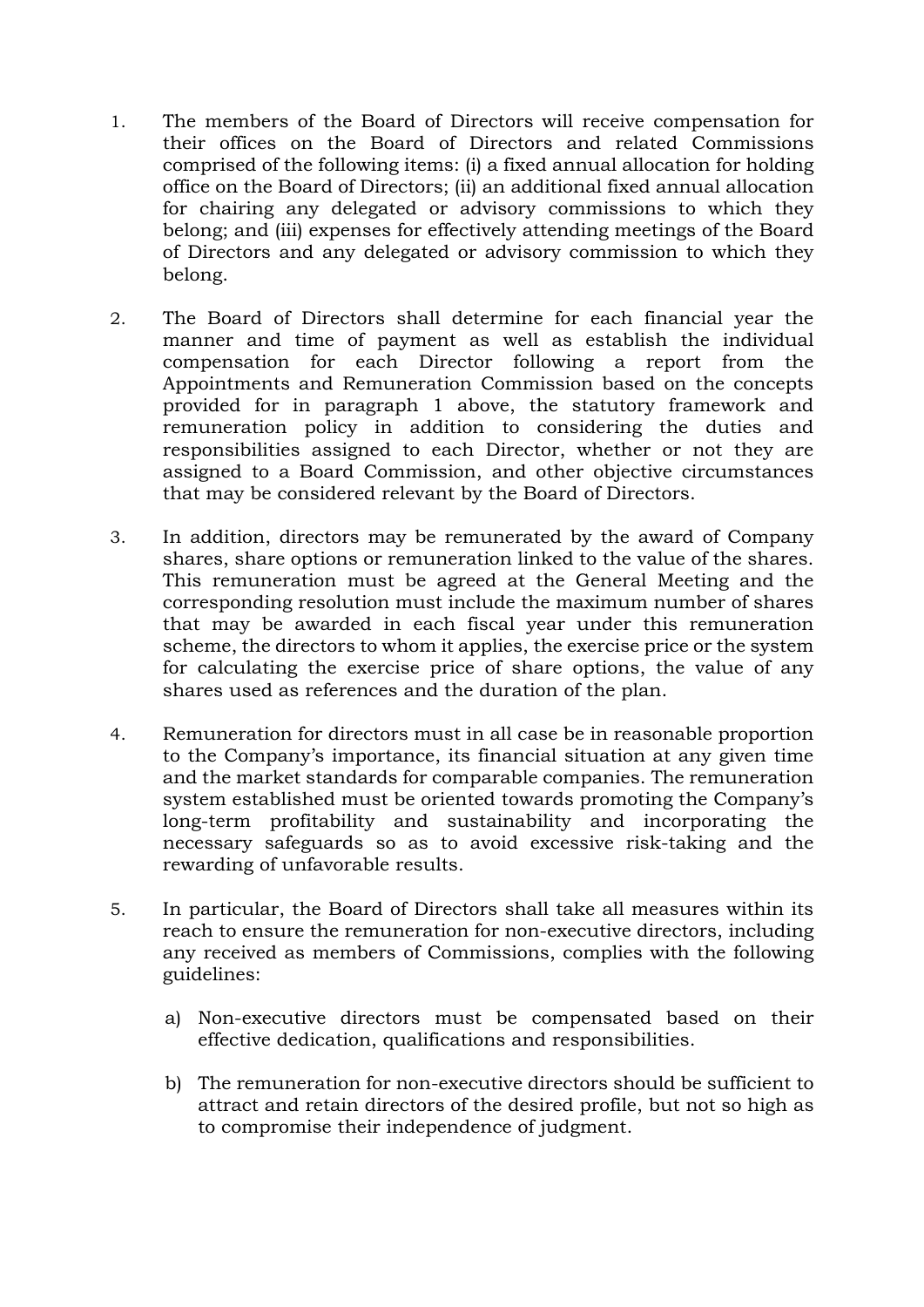1. The members of the Board of Directors will receive compensation for their offices on the Board of Directors and related Commissions comprised of the following items: (i) a fixed annual allocation for holding office on the Board of Directors; (ii) an additional fixed annual allocation for chairing any delegated or advisory commissions to which they belong; and (iii) expenses for effectively attending meetings of the Board of Directors and any delegated or advisory commission to which they belong.

2. The Board of Directors shall determine for each financial year the manner and time of payment as well as establish the individual compensation for each Director following a report from the Appointments and Remuneration Commission based on the concepts provided for in paragraph 1 above, the statutory framework and remuneration policy in addition to considering the duties and responsibilities assigned to each Director, whether or not they are assigned to a Board Commission, and other objective circumstances that may be considered relevant by the Board of Directors.

3. In addition, directors may be remunerated by the award of Company shares, share options or remuneration linked to the value of the shares. This remuneration must be agreed at the General Meeting and the corresponding resolution must include the maximum number of shares that may be awarded in each fiscal year under this remuneration scheme, the directors to whom it applies, the exercise price or the system for calculating the exercise price of share options, the value of any shares used as references and the duration of the plan.

4. Remuneration for directors must in all case be in reasonable proportion to the Company's importance, its financial situation at any given time and the market standards for comparable companies. The remuneration system established must be oriented towards promoting the Company's long-term profitability and sustainability and incorporating the necessary safeguards so as to avoid excessive risk-taking and the rewarding of unfavorable results.

5. In particular, the Board of Directors shall take all measures within its reach to ensure the remuneration for non-executive directors, including any received as members of Commissions, complies with the following guidelines:

   a) Non-executive directors must be compensated based on their effective dedication, qualifications and responsibilities.

   b) The remuneration for non-executive directors should be sufficient to attract and retain directors of the desired profile, but not so high as to compromise their independence of judgment.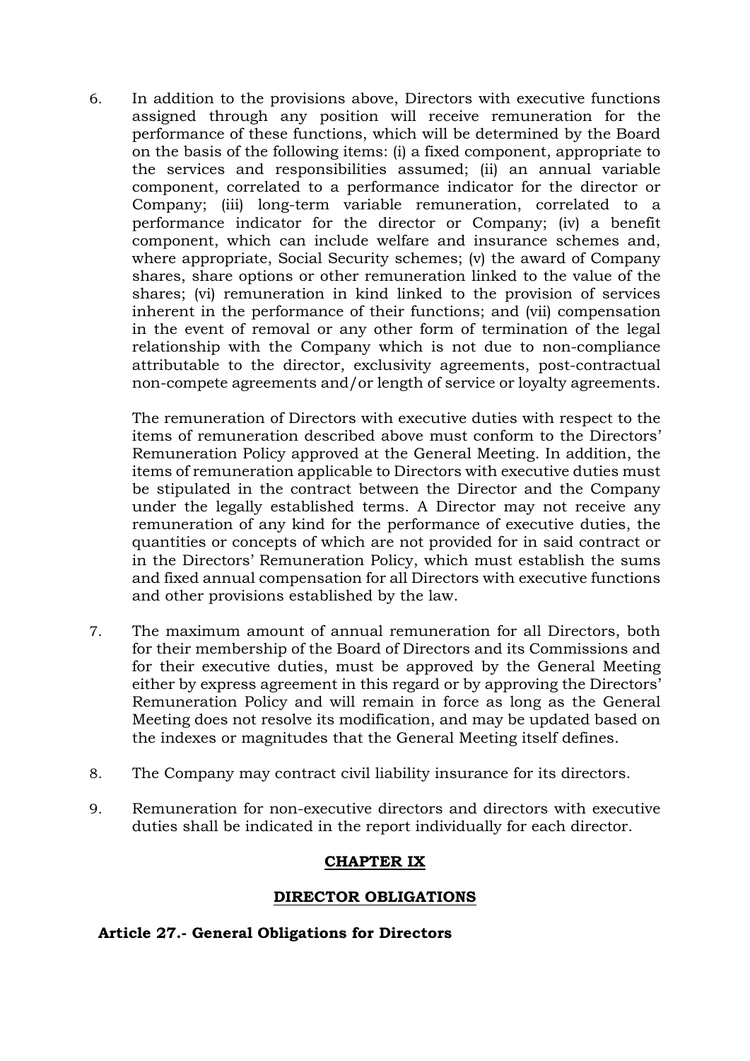6. In addition to the provisions above, Directors with executive functions assigned through any position will receive remuneration for the performance of these functions, which will be determined by the Board on the basis of the following items: (i) a fixed component, appropriate to the services and responsibilities assumed; (ii) an annual variable component, correlated to a performance indicator for the director or Company; (iii) long-term variable remuneration, correlated to a performance indicator for the director or Company; (iv) a benefit component, which can include welfare and insurance schemes and, where appropriate, Social Security schemes; (v) the award of Company shares, share options or other remuneration linked to the value of the shares; (vi) remuneration in kind linked to the provision of services inherent in the performance of their functions; and (vii) compensation in the event of removal or any other form of termination of the legal relationship with the Company which is not due to non-compliance attributable to the director, exclusivity agreements, post-contractual non-compete agreements and/or length of service or loyalty agreements.

   The remuneration of Directors with executive duties with respect to the items of remuneration described above must conform to the Directors' Remuneration Policy approved at the General Meeting. In addition, the items of remuneration applicable to Directors with executive duties must be stipulated in the contract between the Director and the Company under the legally established terms. A Director may not receive any remuneration of any kind for the performance of executive duties, the quantities or concepts of which are not provided for in said contract or in the Directors' Remuneration Policy, which must establish the sums and fixed annual compensation for all Directors with executive functions and other provisions established by the law.

7. The maximum amount of annual remuneration for all Directors, both for their membership of the Board of Directors and its Commissions and for their executive duties, must be approved by the General Meeting either by express agreement in this regard or by approving the Directors' Remuneration Policy and will remain in force as long as the General Meeting does not resolve its modification, and may be updated based on the indexes or magnitudes that the General Meeting itself defines.

8. The Company may contract civil liability insurance for its directors.

9. Remuneration for non-executive directors and directors with executive duties shall be indicated in the report individually for each director.

## CHAPTER IX

## DIRECTOR OBLIGATIONS

### Article 27.- General Obligations for Directors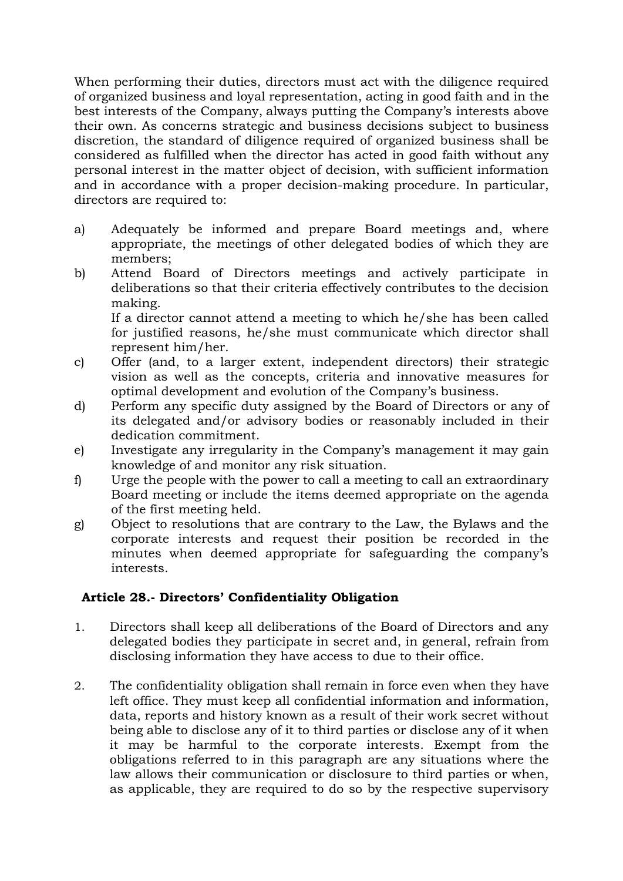When performing their duties, directors must act with the diligence required of organized business and loyal representation, acting in good faith and in the best interests of the Company, always putting the Company's interests above their own. As concerns strategic and business decisions subject to business discretion, the standard of diligence required of organized business shall be considered as fulfilled when the director has acted in good faith without any personal interest in the matter object of decision, with sufficient information and in accordance with a proper decision-making procedure. In particular, directors are required to:

a) Adequately be informed and prepare Board meetings and, where appropriate, the meetings of other delegated bodies of which they are members;

b) Attend Board of Directors meetings and actively participate in deliberations so that their criteria effectively contributes to the decision making.

   If a director cannot attend a meeting to which he/she has been called for justified reasons, he/she must communicate which director shall represent him/her.

c) Offer (and, to a larger extent, independent directors) their strategic vision as well as the concepts, criteria and innovative measures for optimal development and evolution of the Company's business.

d) Perform any specific duty assigned by the Board of Directors or any of its delegated and/or advisory bodies or reasonably included in their dedication commitment.

e) Investigate any irregularity in the Company's management it may gain knowledge of and monitor any risk situation.

f) Urge the people with the power to call a meeting to call an extraordinary Board meeting or include the items deemed appropriate on the agenda of the first meeting held.

g) Object to resolutions that are contrary to the Law, the Bylaws and the corporate interests and request their position be recorded in the minutes when deemed appropriate for safeguarding the company's interests.

### Article 28.- Directors' Confidentiality Obligation

1. Directors shall keep all deliberations of the Board of Directors and any delegated bodies they participate in secret and, in general, refrain from disclosing information they have access to due to their office.

2. The confidentiality obligation shall remain in force even when they have left office. They must keep all confidential information and information, data, reports and history known as a result of their work secret without being able to disclose any of it to third parties or disclose any of it when it may be harmful to the corporate interests. Exempt from the obligations referred to in this paragraph are any situations where the law allows their communication or disclosure to third parties or when, as applicable, they are required to do so by the respective supervisory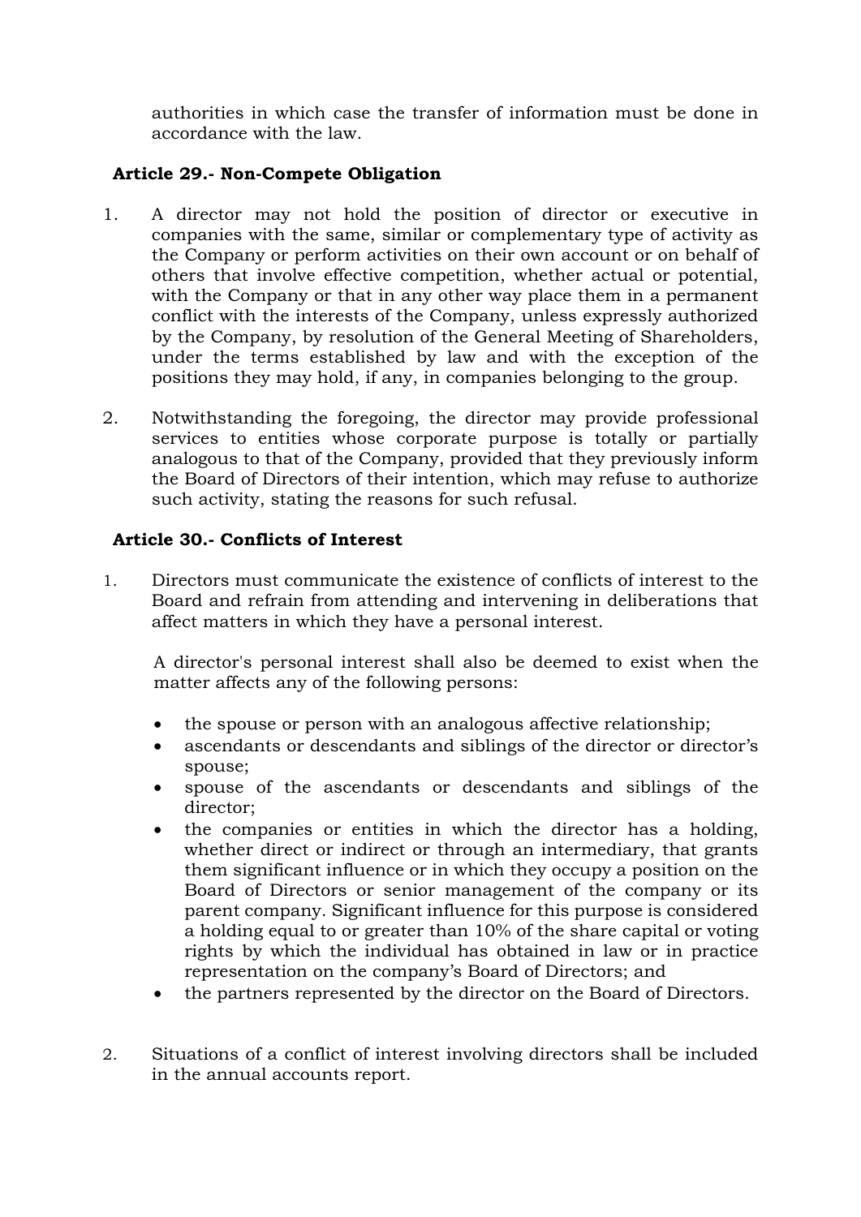authorities in which case the transfer of information must be done in accordance with the law.

### Article 29.- Non-Compete Obligation

1. A director may not hold the position of director or executive in companies with the same, similar or complementary type of activity as the Company or perform activities on their own account or on behalf of others that involve effective competition, whether actual or potential, with the Company or that in any other way place them in a permanent conflict with the interests of the Company, unless expressly authorized by the Company, by resolution of the General Meeting of Shareholders, under the terms established by law and with the exception of the positions they may hold, if any, in companies belonging to the group.

2. Notwithstanding the foregoing, the director may provide professional services to entities whose corporate purpose is totally or partially analogous to that of the Company, provided that they previously inform the Board of Directors of their intention, which may refuse to authorize such activity, stating the reasons for such refusal.

### Article 30.- Conflicts of Interest

1. Directors must communicate the existence of conflicts of interest to the Board and refrain from attending and intervening in deliberations that affect matters in which they have a personal interest.

   A director's personal interest shall also be deemed to exist when the matter affects any of the following persons:

   - the spouse or person with an analogous affective relationship;
   - ascendants or descendants and siblings of the director or director's spouse;
   - spouse of the ascendants or descendants and siblings of the director;
   - the companies or entities in which the director has a holding, whether direct or indirect or through an intermediary, that grants them significant influence or in which they occupy a position on the Board of Directors or senior management of the company or its parent company. Significant influence for this purpose is considered a holding equal to or greater than 10% of the share capital or voting rights by which the individual has obtained in law or in practice representation on the company's Board of Directors; and
   - the partners represented by the director on the Board of Directors.

2. Situations of a conflict of interest involving directors shall be included in the annual accounts report.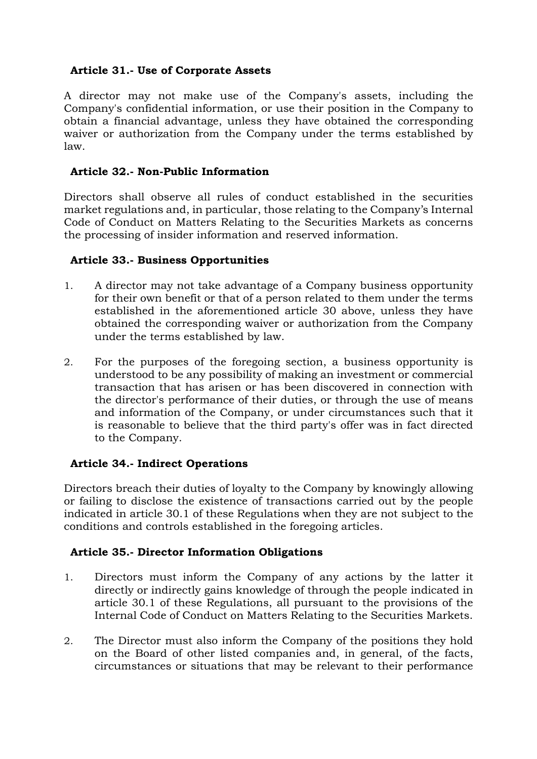### Article 31.- Use of Corporate Assets

A director may not make use of the Company's assets, including the Company's confidential information, or use their position in the Company to obtain a financial advantage, unless they have obtained the corresponding waiver or authorization from the Company under the terms established by law.

### Article 32.- Non-Public Information

Directors shall observe all rules of conduct established in the securities market regulations and, in particular, those relating to the Company's Internal Code of Conduct on Matters Relating to the Securities Markets as concerns the processing of insider information and reserved information.

### Article 33.- Business Opportunities

1. A director may not take advantage of a Company business opportunity for their own benefit or that of a person related to them under the terms established in the aforementioned article 30 above, unless they have obtained the corresponding waiver or authorization from the Company under the terms established by law.

2. For the purposes of the foregoing section, a business opportunity is understood to be any possibility of making an investment or commercial transaction that has arisen or has been discovered in connection with the director's performance of their duties, or through the use of means and information of the Company, or under circumstances such that it is reasonable to believe that the third party's offer was in fact directed to the Company.

### Article 34.- Indirect Operations

Directors breach their duties of loyalty to the Company by knowingly allowing or failing to disclose the existence of transactions carried out by the people indicated in article 30.1 of these Regulations when they are not subject to the conditions and controls established in the foregoing articles.

### Article 35.- Director Information Obligations

1. Directors must inform the Company of any actions by the latter it directly or indirectly gains knowledge of through the people indicated in article 30.1 of these Regulations, all pursuant to the provisions of the Internal Code of Conduct on Matters Relating to the Securities Markets.

2. The Director must also inform the Company of the positions they hold on the Board of other listed companies and, in general, of the facts, circumstances or situations that may be relevant to their performance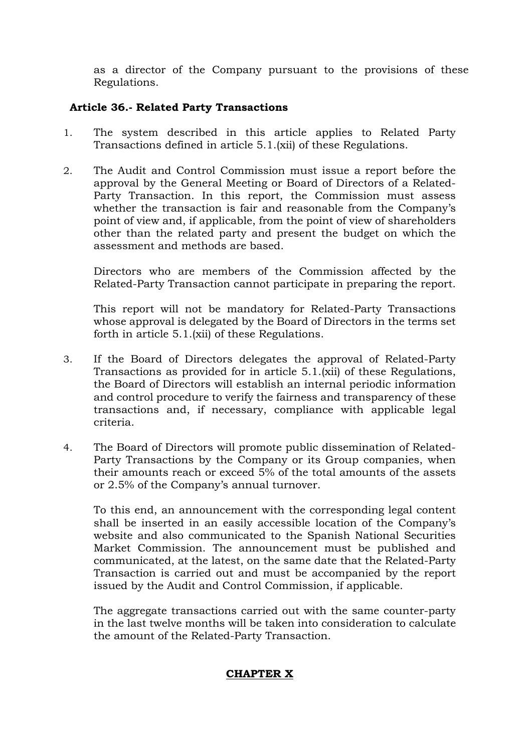as a director of the Company pursuant to the provisions of these Regulations.

### Article 36.- Related Party Transactions

1. The system described in this article applies to Related Party Transactions defined in article 5.1.(xii) of these Regulations.

2. The Audit and Control Commission must issue a report before the approval by the General Meeting or Board of Directors of a Related-Party Transaction. In this report, the Commission must assess whether the transaction is fair and reasonable from the Company's point of view and, if applicable, from the point of view of shareholders other than the related party and present the budget on which the assessment and methods are based.

   Directors who are members of the Commission affected by the Related-Party Transaction cannot participate in preparing the report.

   This report will not be mandatory for Related-Party Transactions whose approval is delegated by the Board of Directors in the terms set forth in article 5.1.(xii) of these Regulations.

3. If the Board of Directors delegates the approval of Related-Party Transactions as provided for in article 5.1.(xii) of these Regulations, the Board of Directors will establish an internal periodic information and control procedure to verify the fairness and transparency of these transactions and, if necessary, compliance with applicable legal criteria.

4. The Board of Directors will promote public dissemination of Related-Party Transactions by the Company or its Group companies, when their amounts reach or exceed 5% of the total amounts of the assets or 2.5% of the Company's annual turnover.

   To this end, an announcement with the corresponding legal content shall be inserted in an easily accessible location of the Company's website and also communicated to the Spanish National Securities Market Commission. The announcement must be published and communicated, at the latest, on the same date that the Related-Party Transaction is carried out and must be accompanied by the report issued by the Audit and Control Commission, if applicable.

   The aggregate transactions carried out with the same counter-party in the last twelve months will be taken into consideration to calculate the amount of the Related-Party Transaction.

## CHAPTER X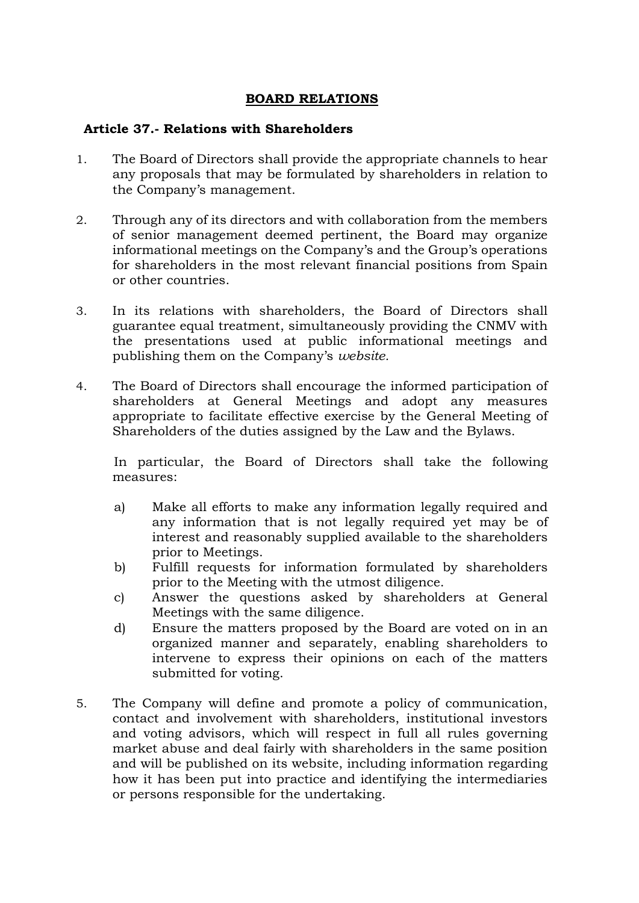## BOARD RELATIONS

### Article 37.- Relations with Shareholders

1. The Board of Directors shall provide the appropriate channels to hear any proposals that may be formulated by shareholders in relation to the Company's management.

2. Through any of its directors and with collaboration from the members of senior management deemed pertinent, the Board may organize informational meetings on the Company's and the Group's operations for shareholders in the most relevant financial positions from Spain or other countries.

3. In its relations with shareholders, the Board of Directors shall guarantee equal treatment, simultaneously providing the CNMV with the presentations used at public informational meetings and publishing them on the Company's *website*.

4. The Board of Directors shall encourage the informed participation of shareholders at General Meetings and adopt any measures appropriate to facilitate effective exercise by the General Meeting of Shareholders of the duties assigned by the Law and the Bylaws.

   In particular, the Board of Directors shall take the following measures:

   a) Make all efforts to make any information legally required and any information that is not legally required yet may be of interest and reasonably supplied available to the shareholders prior to Meetings.
   b) Fulfill requests for information formulated by shareholders prior to the Meeting with the utmost diligence.
   c) Answer the questions asked by shareholders at General Meetings with the same diligence.
   d) Ensure the matters proposed by the Board are voted on in an organized manner and separately, enabling shareholders to intervene to express their opinions on each of the matters submitted for voting.

5. The Company will define and promote a policy of communication, contact and involvement with shareholders, institutional investors and voting advisors, which will respect in full all rules governing market abuse and deal fairly with shareholders in the same position and will be published on its website, including information regarding how it has been put into practice and identifying the intermediaries or persons responsible for the undertaking.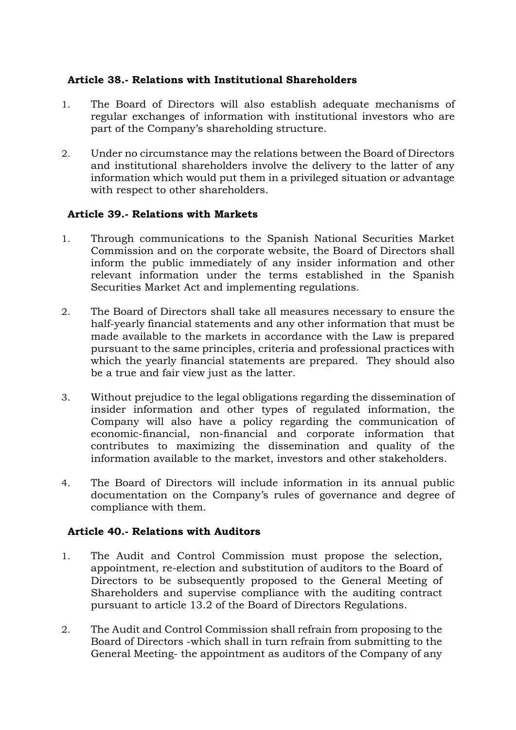### Article 38.- Relations with Institutional Shareholders

1. The Board of Directors will also establish adequate mechanisms of regular exchanges of information with institutional investors who are part of the Company's shareholding structure.

2. Under no circumstance may the relations between the Board of Directors and institutional shareholders involve the delivery to the latter of any information which would put them in a privileged situation or advantage with respect to other shareholders.

### Article 39.- Relations with Markets

1. Through communications to the Spanish National Securities Market Commission and on the corporate website, the Board of Directors shall inform the public immediately of any insider information and other relevant information under the terms established in the Spanish Securities Market Act and implementing regulations.

2. The Board of Directors shall take all measures necessary to ensure the half-yearly financial statements and any other information that must be made available to the markets in accordance with the Law is prepared pursuant to the same principles, criteria and professional practices with which the yearly financial statements are prepared. They should also be a true and fair view just as the latter.

3. Without prejudice to the legal obligations regarding the dissemination of insider information and other types of regulated information, the Company will also have a policy regarding the communication of economic-financial, non-financial and corporate information that contributes to maximizing the dissemination and quality of the information available to the market, investors and other stakeholders.

4. The Board of Directors will include information in its annual public documentation on the Company's rules of governance and degree of compliance with them.

### Article 40.- Relations with Auditors

1. The Audit and Control Commission must propose the selection, appointment, re-election and substitution of auditors to the Board of Directors to be subsequently proposed to the General Meeting of Shareholders and supervise compliance with the auditing contract pursuant to article 13.2 of the Board of Directors Regulations.

2. The Audit and Control Commission shall refrain from proposing to the Board of Directors -which shall in turn refrain from submitting to the General Meeting- the appointment as auditors of the Company of any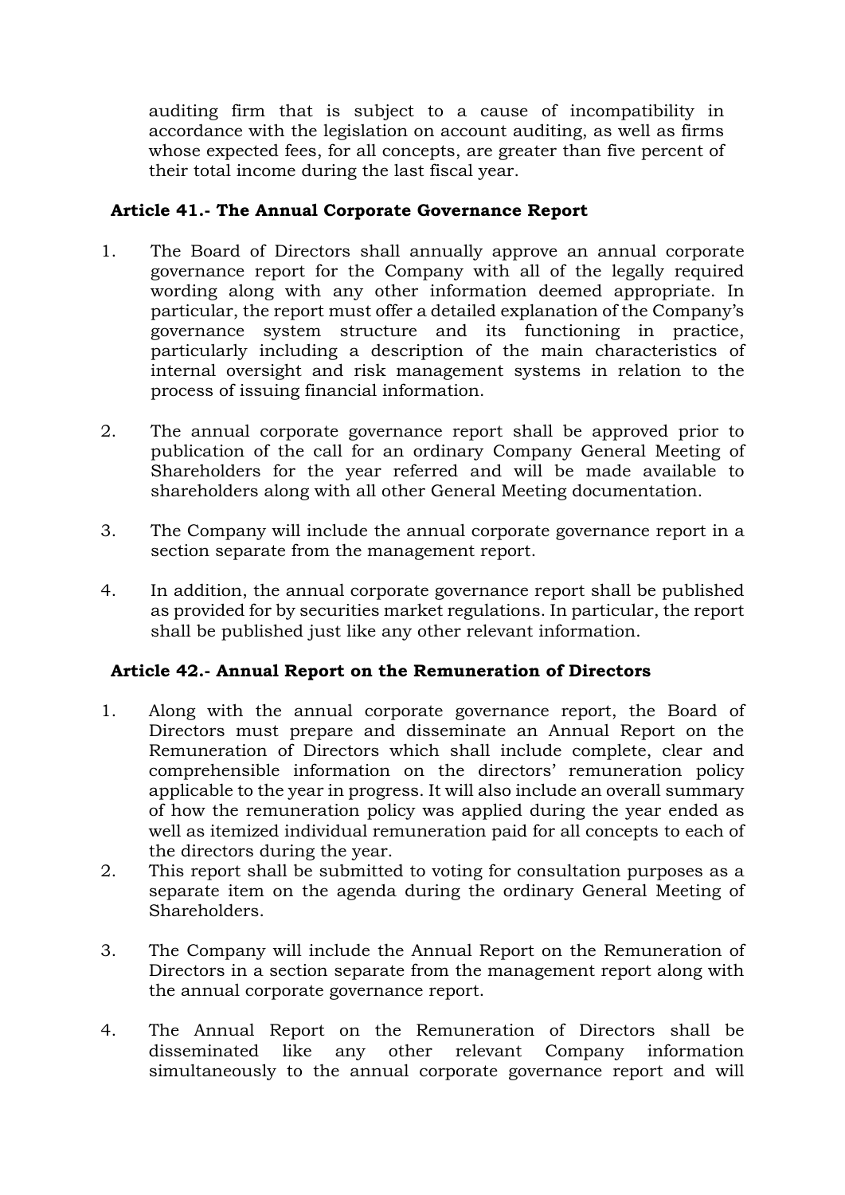auditing firm that is subject to a cause of incompatibility in accordance with the legislation on account auditing, as well as firms whose expected fees, for all concepts, are greater than five percent of their total income during the last fiscal year.

### Article 41.- The Annual Corporate Governance Report

1. The Board of Directors shall annually approve an annual corporate governance report for the Company with all of the legally required wording along with any other information deemed appropriate. In particular, the report must offer a detailed explanation of the Company's governance system structure and its functioning in practice, particularly including a description of the main characteristics of internal oversight and risk management systems in relation to the process of issuing financial information.

2. The annual corporate governance report shall be approved prior to publication of the call for an ordinary Company General Meeting of Shareholders for the year referred and will be made available to shareholders along with all other General Meeting documentation.

3. The Company will include the annual corporate governance report in a section separate from the management report.

4. In addition, the annual corporate governance report shall be published as provided for by securities market regulations. In particular, the report shall be published just like any other relevant information.

### Article 42.- Annual Report on the Remuneration of Directors

1. Along with the annual corporate governance report, the Board of Directors must prepare and disseminate an Annual Report on the Remuneration of Directors which shall include complete, clear and comprehensible information on the directors' remuneration policy applicable to the year in progress. It will also include an overall summary of how the remuneration policy was applied during the year ended as well as itemized individual remuneration paid for all concepts to each of the directors during the year.
2. This report shall be submitted to voting for consultation purposes as a separate item on the agenda during the ordinary General Meeting of Shareholders.

3. The Company will include the Annual Report on the Remuneration of Directors in a section separate from the management report along with the annual corporate governance report.

4. The Annual Report on the Remuneration of Directors shall be disseminated like any other relevant Company information simultaneously to the annual corporate governance report and will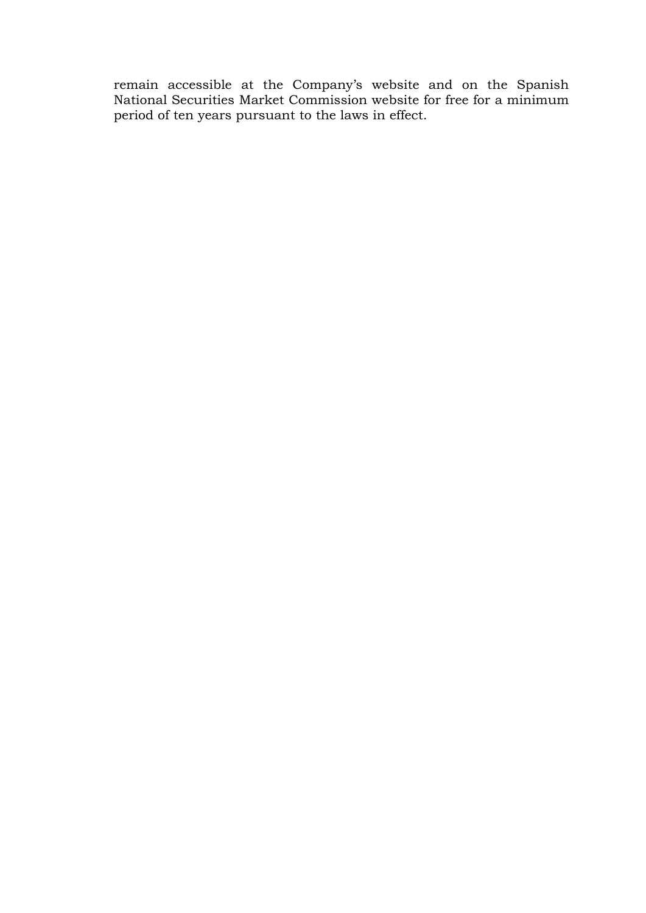remain accessible at the Company's website and on the Spanish National Securities Market Commission website for free for a minimum period of ten years pursuant to the laws in effect.